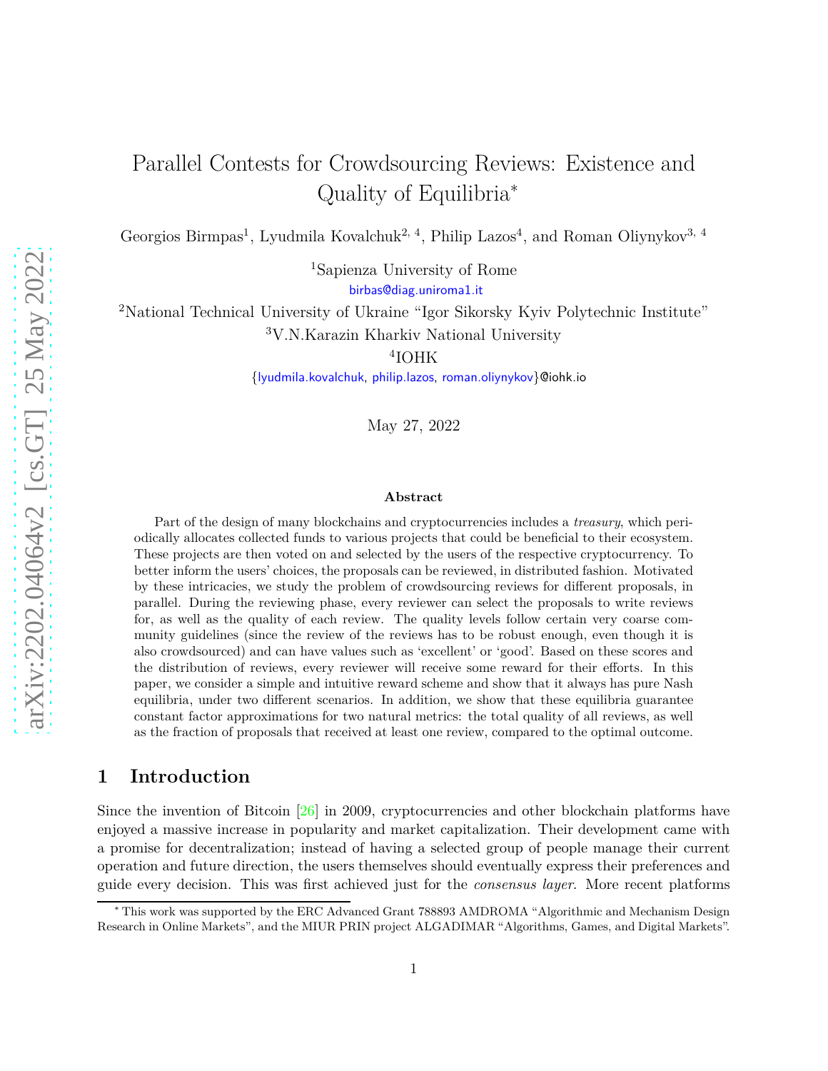# Parallel Contests for Crowdsourcing Reviews: Existence and Quality of Equilibria*

Georgios Birmpas[1], Lyudmila Kovalchuk[2, 4], Philip Lazos[4], and Roman Oliynykov[3, 4]

[1]Sapienza University of Rome
birbas@diag.uniroma1.it

[2]National Technical University of Ukraine "Igor Sikorsky Kyiv Polytechnic Institute"

[3]V.N.Karazin Kharkiv National University

[4]IOHK

{lyudmila.kovalchuk, philip.lazos, roman.oliynykov}@iohk.io

May 27, 2022

### Abstract

Part of the design of many blockchains and cryptocurrencies includes a *treasury*, which periodically allocates collected funds to various projects that could be beneficial to their ecosystem. These projects are then voted on and selected by the users of the respective cryptocurrency. To better inform the users' choices, the proposals can be reviewed, in distributed fashion. Motivated by these intricacies, we study the problem of crowdsourcing reviews for different proposals, in parallel. During the reviewing phase, every reviewer can select the proposals to write reviews for, as well as the quality of each review. The quality levels follow certain very coarse community guidelines (since the review of the reviews has to be robust enough, even though it is also crowdsourced) and can have values such as 'excellent' or 'good'. Based on these scores and the distribution of reviews, every reviewer will receive some reward for their efforts. In this paper, we consider a simple and intuitive reward scheme and show that it always has pure Nash equilibria, under two different scenarios. In addition, we show that these equilibria guarantee constant factor approximations for two natural metrics: the total quality of all reviews, as well as the fraction of proposals that received at least one review, compared to the optimal outcome.

## 1 Introduction

Since the invention of Bitcoin [26] in 2009, cryptocurrencies and other blockchain platforms have enjoyed a massive increase in popularity and market capitalization. Their development came with a promise for decentralization; instead of having a selected group of people manage their current operation and future direction, the users themselves should eventually express their preferences and guide every decision. This was first achieved just for the *consensus layer*. More recent platforms

---

* This work was supported by the ERC Advanced Grant 788893 AMDROMA "Algorithmic and Mechanism Design Research in Online Markets", and the MIUR PRIN project ALGADIMAR "Algorithms, Games, and Digital Markets".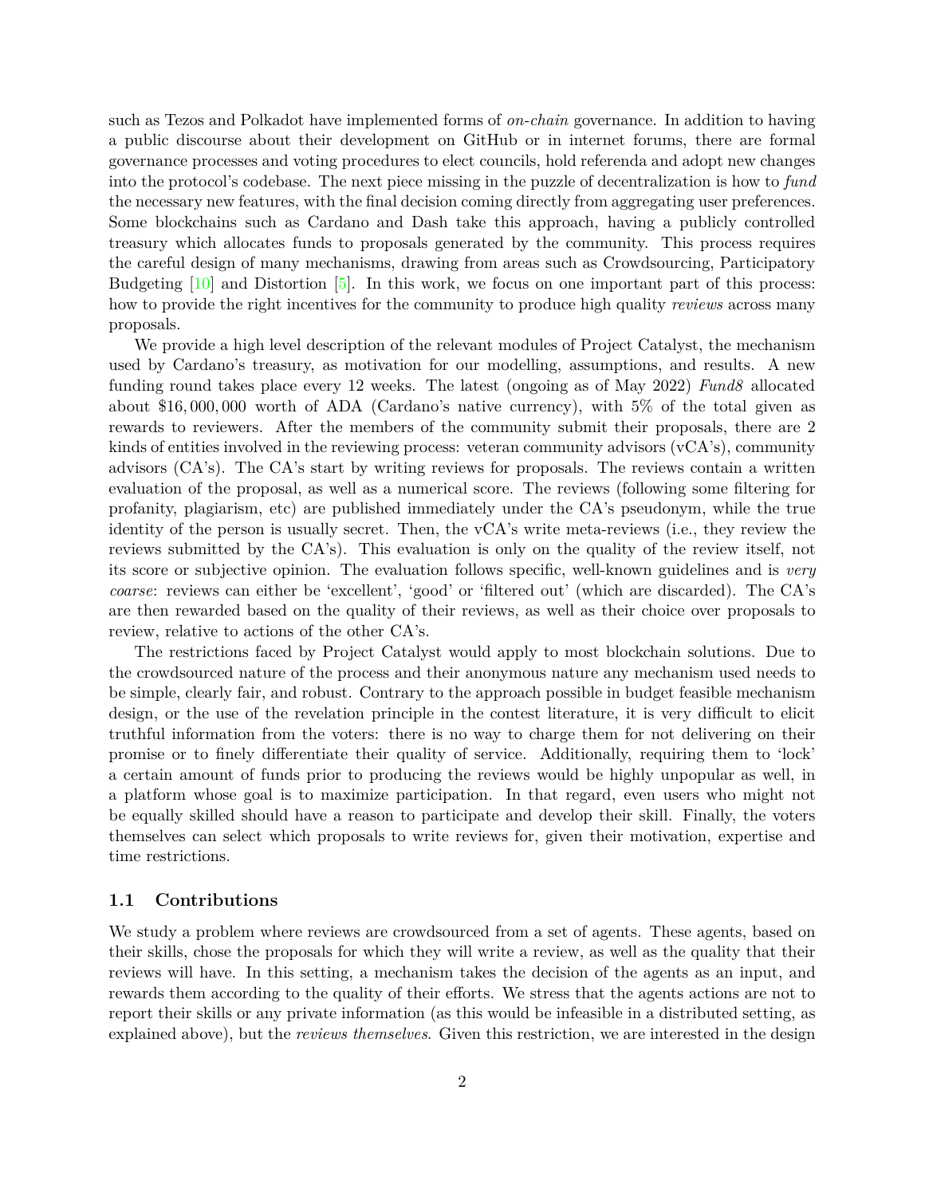such as Tezos and Polkadot have implemented forms of *on-chain* governance. In addition to having a public discourse about their development on GitHub or in internet forums, there are formal governance processes and voting procedures to elect councils, hold referenda and adopt new changes into the protocol's codebase. The next piece missing in the puzzle of decentralization is how to *fund* the necessary new features, with the final decision coming directly from aggregating user preferences. Some blockchains such as Cardano and Dash take this approach, having a publicly controlled treasury which allocates funds to proposals generated by the community. This process requires the careful design of many mechanisms, drawing from areas such as Crowdsourcing, Participatory Budgeting [10] and Distortion [5]. In this work, we focus on one important part of this process: how to provide the right incentives for the community to produce high quality *reviews* across many proposals.

We provide a high level description of the relevant modules of Project Catalyst, the mechanism used by Cardano's treasury, as motivation for our modelling, assumptions, and results. A new funding round takes place every 12 weeks. The latest (ongoing as of May 2022) *Fund8* allocated about $16,000,000 worth of ADA (Cardano's native currency), with 5% of the total given as rewards to reviewers. After the members of the community submit their proposals, there are 2 kinds of entities involved in the reviewing process: veteran community advisors (vCA's), community advisors (CA's). The CA's start by writing reviews for proposals. The reviews contain a written evaluation of the proposal, as well as a numerical score. The reviews (following some filtering for profanity, plagiarism, etc) are published immediately under the CA's pseudonym, while the true identity of the person is usually secret. Then, the vCA's write meta-reviews (i.e., they review the reviews submitted by the CA's). This evaluation is only on the quality of the review itself, not its score or subjective opinion. The evaluation follows specific, well-known guidelines and is *very coarse*: reviews can either be 'excellent', 'good' or 'filtered out' (which are discarded). The CA's are then rewarded based on the quality of their reviews, as well as their choice over proposals to review, relative to actions of the other CA's.

The restrictions faced by Project Catalyst would apply to most blockchain solutions. Due to the crowdsourced nature of the process and their anonymous nature any mechanism used needs to be simple, clearly fair, and robust. Contrary to the approach possible in budget feasible mechanism design, or the use of the revelation principle in the contest literature, it is very difficult to elicit truthful information from the voters: there is no way to charge them for not delivering on their promise or to finely differentiate their quality of service. Additionally, requiring them to 'lock' a certain amount of funds prior to producing the reviews would be highly unpopular as well, in a platform whose goal is to maximize participation. In that regard, even users who might not be equally skilled should have a reason to participate and develop their skill. Finally, the voters themselves can select which proposals to write reviews for, given their motivation, expertise and time restrictions.

### 1.1 Contributions

We study a problem where reviews are crowdsourced from a set of agents. These agents, based on their skills, chose the proposals for which they will write a review, as well as the quality that their reviews will have. In this setting, a mechanism takes the decision of the agents as an input, and rewards them according to the quality of their efforts. We stress that the agents actions are not to report their skills or any private information (as this would be infeasible in a distributed setting, as explained above), but the *reviews themselves*. Given this restriction, we are interested in the design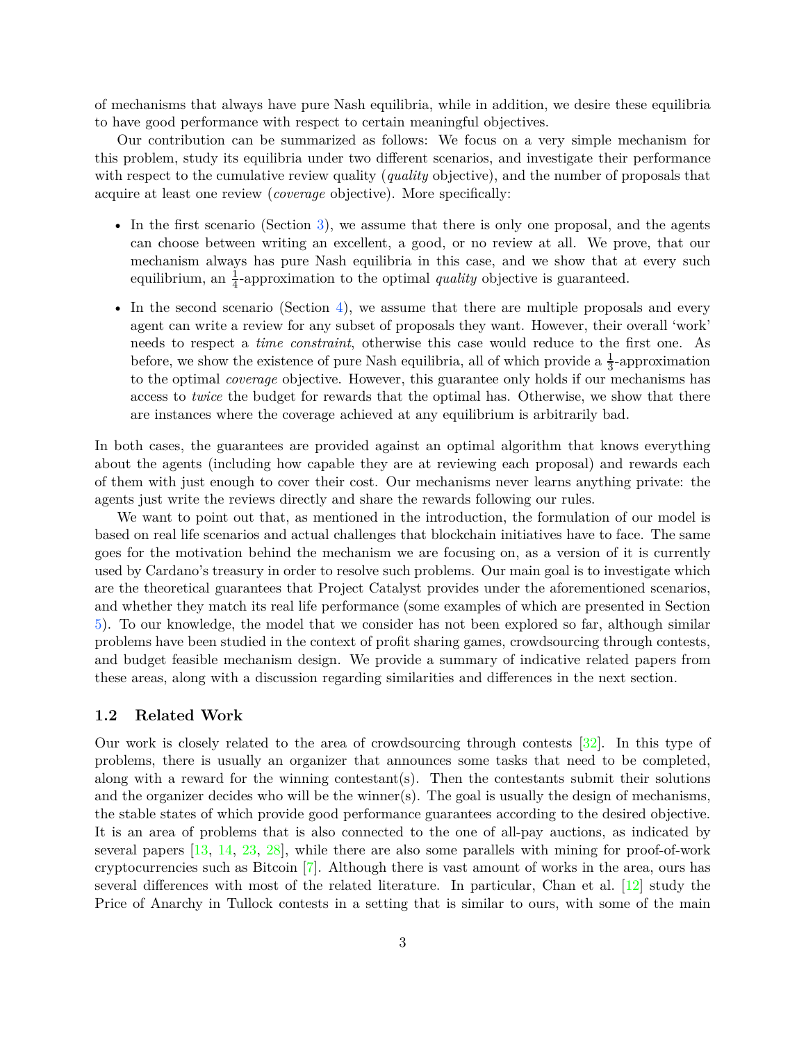of mechanisms that always have pure Nash equilibria, while in addition, we desire these equilibria to have good performance with respect to certain meaningful objectives.

Our contribution can be summarized as follows: We focus on a very simple mechanism for this problem, study its equilibria under two different scenarios, and investigate their performance with respect to the cumulative review quality (*quality* objective), and the number of proposals that acquire at least one review (*coverage* objective). More specifically:

- In the first scenario (Section 3), we assume that there is only one proposal, and the agents can choose between writing an excellent, a good, or no review at all. We prove, that our mechanism always has pure Nash equilibria in this case, and we show that at every such equilibrium, an $\frac{1}{4}$-approximation to the optimal *quality* objective is guaranteed.
- In the second scenario (Section 4), we assume that there are multiple proposals and every agent can write a review for any subset of proposals they want. However, their overall 'work' needs to respect a *time constraint*, otherwise this case would reduce to the first one. As before, we show the existence of pure Nash equilibria, all of which provide a $\frac{1}{3}$-approximation to the optimal *coverage* objective. However, this guarantee only holds if our mechanisms has access to *twice* the budget for rewards that the optimal has. Otherwise, we show that there are instances where the coverage achieved at any equilibrium is arbitrarily bad.

In both cases, the guarantees are provided against an optimal algorithm that knows everything about the agents (including how capable they are at reviewing each proposal) and rewards each of them with just enough to cover their cost. Our mechanisms never learns anything private: the agents just write the reviews directly and share the rewards following our rules.

We want to point out that, as mentioned in the introduction, the formulation of our model is based on real life scenarios and actual challenges that blockchain initiatives have to face. The same goes for the motivation behind the mechanism we are focusing on, as a version of it is currently used by Cardano's treasury in order to resolve such problems. Our main goal is to investigate which are the theoretical guarantees that Project Catalyst provides under the aforementioned scenarios, and whether they match its real life performance (some examples of which are presented in Section 5). To our knowledge, the model that we consider has not been explored so far, although similar problems have been studied in the context of profit sharing games, crowdsourcing through contests, and budget feasible mechanism design. We provide a summary of indicative related papers from these areas, along with a discussion regarding similarities and differences in the next section.

### 1.2 Related Work

Our work is closely related to the area of crowdsourcing through contests [32]. In this type of problems, there is usually an organizer that announces some tasks that need to be completed, along with a reward for the winning contestant(s). Then the contestants submit their solutions and the organizer decides who will be the winner(s). The goal is usually the design of mechanisms, the stable states of which provide good performance guarantees according to the desired objective. It is an area of problems that is also connected to the one of all-pay auctions, as indicated by several papers [13, 14, 23, 28], while there are also some parallels with mining for proof-of-work cryptocurrencies such as Bitcoin [7]. Although there is vast amount of works in the area, ours has several differences with most of the related literature. In particular, Chan et al. [12] study the Price of Anarchy in Tullock contests in a setting that is similar to ours, with some of the main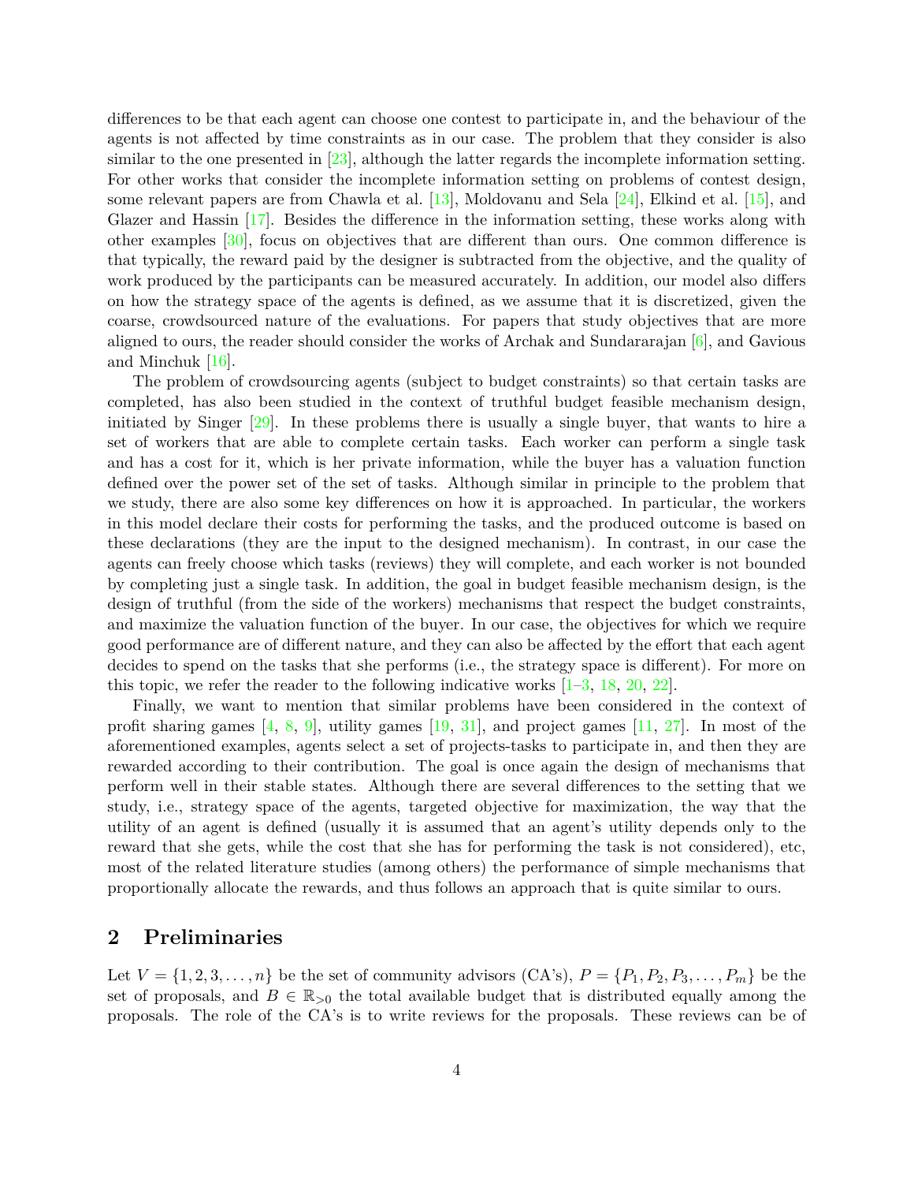differences to be that each agent can choose one contest to participate in, and the behaviour of the agents is not affected by time constraints as in our case. The problem that they consider is also similar to the one presented in [23], although the latter regards the incomplete information setting. For other works that consider the incomplete information setting on problems of contest design, some relevant papers are from Chawla et al. [13], Moldovanu and Sela [24], Elkind et al. [15], and Glazer and Hassin [17]. Besides the difference in the information setting, these works along with other examples [30], focus on objectives that are different than ours. One common difference is that typically, the reward paid by the designer is subtracted from the objective, and the quality of work produced by the participants can be measured accurately. In addition, our model also differs on how the strategy space of the agents is defined, as we assume that it is discretized, given the coarse, crowdsourced nature of the evaluations. For papers that study objectives that are more aligned to ours, the reader should consider the works of Archak and Sundararajan [6], and Gavious and Minchuk [16].

The problem of crowdsourcing agents (subject to budget constraints) so that certain tasks are completed, has also been studied in the context of truthful budget feasible mechanism design, initiated by Singer [29]. In these problems there is usually a single buyer, that wants to hire a set of workers that are able to complete certain tasks. Each worker can perform a single task and has a cost for it, which is her private information, while the buyer has a valuation function defined over the power set of the set of tasks. Although similar in principle to the problem that we study, there are also some key differences on how it is approached. In particular, the workers in this model declare their costs for performing the tasks, and the produced outcome is based on these declarations (they are the input to the designed mechanism). In contrast, in our case the agents can freely choose which tasks (reviews) they will complete, and each worker is not bounded by completing just a single task. In addition, the goal in budget feasible mechanism design, is the design of truthful (from the side of the workers) mechanisms that respect the budget constraints, and maximize the valuation function of the buyer. In our case, the objectives for which we require good performance are of different nature, and they can also be affected by the effort that each agent decides to spend on the tasks that she performs (i.e., the strategy space is different). For more on this topic, we refer the reader to the following indicative works [1–3, 18, 20, 22].

Finally, we want to mention that similar problems have been considered in the context of profit sharing games [4, 8, 9], utility games [19, 31], and project games [11, 27]. In most of the aforementioned examples, agents select a set of projects-tasks to participate in, and then they are rewarded according to their contribution. The goal is once again the design of mechanisms that perform well in their stable states. Although there are several differences to the setting that we study, i.e., strategy space of the agents, targeted objective for maximization, the way that the utility of an agent is defined (usually it is assumed that an agent's utility depends only to the reward that she gets, while the cost that she has for performing the task is not considered), etc, most of the related literature studies (among others) the performance of simple mechanisms that proportionally allocate the rewards, and thus follows an approach that is quite similar to ours.

## 2 Preliminaries

Let $V = \{1, 2, 3, \dots, n\}$ be the set of community advisors (CA's), $P = \{P_1, P_2, P_3, \dots, P_m\}$ be the set of proposals, and $B \in \mathbb{R}_{>0}$ the total available budget that is distributed equally among the proposals. The role of the CA's is to write reviews for the proposals. These reviews can be of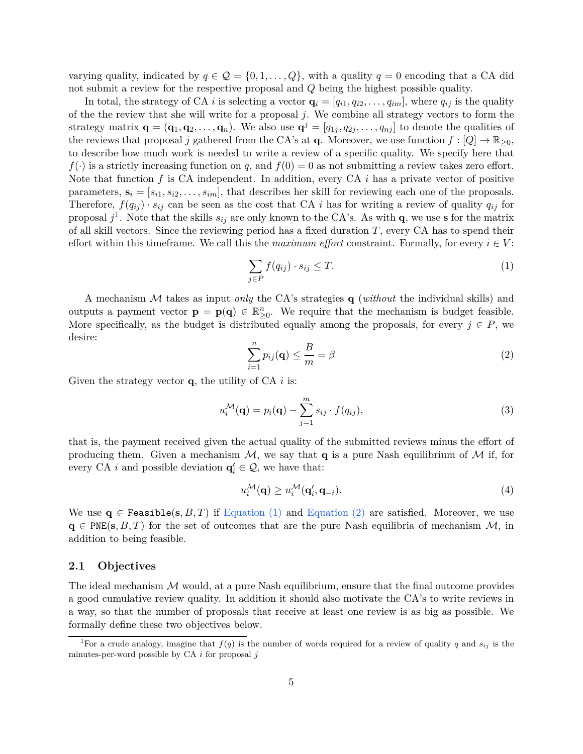varying quality, indicated by $q \in \mathcal{Q} = \{0, 1, \dots, Q\}$, with a quality $q = 0$ encoding that a CA did not submit a review for the respective proposal and $Q$ being the highest possible quality.

In total, the strategy of CA $i$ is selecting a vector $\mathbf{q}_i = [q_{i1}, q_{i2}, \dots, q_{im}]$, where $q_{ij}$ is the quality of the the review that she will write for a proposal $j$. We combine all strategy vectors to form the strategy matrix $\mathbf{q} = (\mathbf{q}_1, \mathbf{q}_2, \dots, \mathbf{q}_n)$. We also use $\mathbf{q}^j = [q_{1j}, q_{2j}, \dots, q_{nj}]$ to denote the qualities of the reviews that proposal $j$ gathered from the CA's at $\mathbf{q}$. Moreover, we use function $f : [Q] \rightarrow \mathbb{R}_{\geq 0}$, to describe how much work is needed to write a review of a specific quality. We specify here that $f(\cdot)$ is a strictly increasing function on $q$, and $f(0) = 0$ as not submitting a review takes zero effort. Note that function $f$ is CA independent. In addition, every CA $i$ has a private vector of positive parameters, $\mathbf{s}_i = [s_{i1}, s_{i2}, \dots, s_{im}]$, that describes her skill for reviewing each one of the proposals. Therefore, $f(q_{ij}) \cdot s_{ij}$ can be seen as the cost that CA $i$ has for writing a review of quality $q_{ij}$ for proposal $j$[1]. Note that the skills $s_{ij}$ are only known to the CA's. As with $\mathbf{q}$, we use $\mathbf{s}$ for the matrix of all skill vectors. Since the reviewing period has a fixed duration $T$, every CA has to spend their effort within this timeframe. We call this the *maximum effort* constraint. Formally, for every $i \in V$:

$$\sum_{j \in P} f(q_{ij}) \cdot s_{ij} \leq T. \tag{1}$$

A mechanism $\mathcal{M}$ takes as input *only* the CA's strategies $\mathbf{q}$ (*without* the individual skills) and outputs a payment vector $\mathbf{p} = \mathbf{p}(\mathbf{q}) \in \mathbb{R}^n_{\geq 0}$. We require that the mechanism is budget feasible. More specifically, as the budget is distributed equally among the proposals, for every $j \in P$, we desire:

$$\sum_{i=1}^{n} p_{ij}(\mathbf{q}) \leq \frac{B}{m} = \beta \tag{2}$$

Given the strategy vector $\mathbf{q}$, the utility of CA $i$ is:

$$u_i^{\mathcal{M}}(\mathbf{q}) = p_i(\mathbf{q}) - \sum_{j=1}^{m} s_{ij} \cdot f(q_{ij}), \tag{3}$$

that is, the payment received given the actual quality of the submitted reviews minus the effort of producing them. Given a mechanism $\mathcal{M}$, we say that $\mathbf{q}$ is a pure Nash equilibrium of $\mathcal{M}$ if, for every CA $i$ and possible deviation $\mathbf{q}'_i \in \mathcal{Q}$, we have that:

$$u_i^{\mathcal{M}}(\mathbf{q}) \geq u_i^{\mathcal{M}}(\mathbf{q}'_i, \mathbf{q}_{-i}). \tag{4}$$

We use $\mathbf{q} \in \texttt{Feasible}(\mathbf{s}, B, T)$ if Equation (1) and Equation (2) are satisfied. Moreover, we use $\mathbf{q} \in \texttt{PNE}(\mathbf{s}, B, T)$ for the set of outcomes that are the pure Nash equilibria of mechanism $\mathcal{M}$, in addition to being feasible.

## 2.1 Objectives

The ideal mechanism $\mathcal{M}$ would, at a pure Nash equilibrium, ensure that the final outcome provides a good cumulative review quality. In addition it should also motivate the CA's to write reviews in a way, so that the number of proposals that receive at least one review is as big as possible. We formally define these two objectives below.

[1] For a crude analogy, imagine that $f(q)$ is the number of words required for a review of quality $q$ and $s_{ij}$ is the minutes-per-word possible by CA $i$ for proposal $j$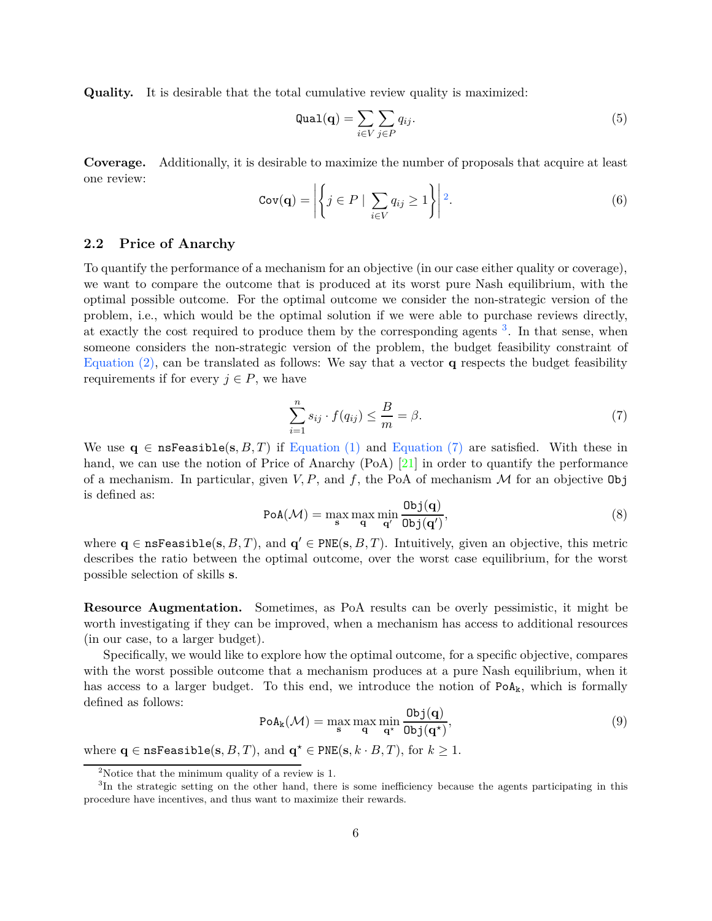**Quality.** It is desirable that the total cumulative review quality is maximized:

$$\texttt{Qual}(\mathbf{q}) = \sum_{i \in V} \sum_{j \in P} q_{ij}. \tag{5}$$

**Coverage.** Additionally, it is desirable to maximize the number of proposals that acquire at least one review:

$$\texttt{Cov}(\mathbf{q}) = \left| \left\{ j \in P \mid \sum_{i \in V} q_{ij} \geq 1 \right\} \right|^{2}. \tag{6}$$

## 2.2 Price of Anarchy

To quantify the performance of a mechanism for an objective (in our case either quality or coverage), we want to compare the outcome that is produced at its worst pure Nash equilibrium, with the optimal possible outcome. For the optimal outcome we consider the non-strategic version of the problem, i.e., which would be the optimal solution if we were able to purchase reviews directly, at exactly the cost required to produce them by the corresponding agents [3]. In that sense, when someone considers the non-strategic version of the problem, the budget feasibility constraint of Equation (2), can be translated as follows: We say that a vector $\mathbf{q}$ respects the budget feasibility requirements if for every $j \in P$, we have

$$\sum_{i=1}^{n} s_{ij} \cdot f(q_{ij}) \leq \frac{B}{m} = \beta. \tag{7}$$

We use $\mathbf{q} \in \texttt{nsFeasible}(\mathbf{s}, B, T)$ if Equation (1) and Equation (7) are satisfied. With these in hand, we can use the notion of Price of Anarchy (PoA) [21] in order to quantify the performance of a mechanism. In particular, given $V, P$, and $f$, the PoA of mechanism $\mathcal{M}$ for an objective $\texttt{Obj}$ is defined as:

$$\texttt{PoA}(\mathcal{M}) = \max_{\mathbf{s}} \max_{\mathbf{q}} \min_{\mathbf{q}'} \frac{\texttt{Obj}(\mathbf{q})}{\texttt{Obj}(\mathbf{q}')}, \tag{8}$$

where $\mathbf{q} \in \texttt{nsFeasible}(\mathbf{s}, B, T)$, and $\mathbf{q}' \in \texttt{PNE}(\mathbf{s}, B, T)$. Intuitively, given an objective, this metric describes the ratio between the optimal outcome, over the worst case equilibrium, for the worst possible selection of skills $\mathbf{s}$.

**Resource Augmentation.** Sometimes, as PoA results can be overly pessimistic, it might be worth investigating if they can be improved, when a mechanism has access to additional resources (in our case, to a larger budget).

Specifically, we would like to explore how the optimal outcome, for a specific objective, compares with the worst possible outcome that a mechanism produces at a pure Nash equilibrium, when it has access to a larger budget. To this end, we introduce the notion of $\texttt{PoA}_\texttt{k}$, which is formally defined as follows:

$$\texttt{PoA}_\texttt{k}(\mathcal{M}) = \max_{\mathbf{s}} \max_{\mathbf{q}} \min_{\mathbf{q}^\star} \frac{\texttt{Obj}(\mathbf{q})}{\texttt{Obj}(\mathbf{q}^\star)}, \tag{9}$$

where $\mathbf{q} \in \texttt{nsFeasible}(\mathbf{s}, B, T)$, and $\mathbf{q}^\star \in \texttt{PNE}(\mathbf{s}, k \cdot B, T)$, for $k \geq 1$.

---

[2] Notice that the minimum quality of a review is 1.

[3] In the strategic setting on the other hand, there is some inefficiency because the agents participating in this procedure have incentives, and thus want to maximize their rewards.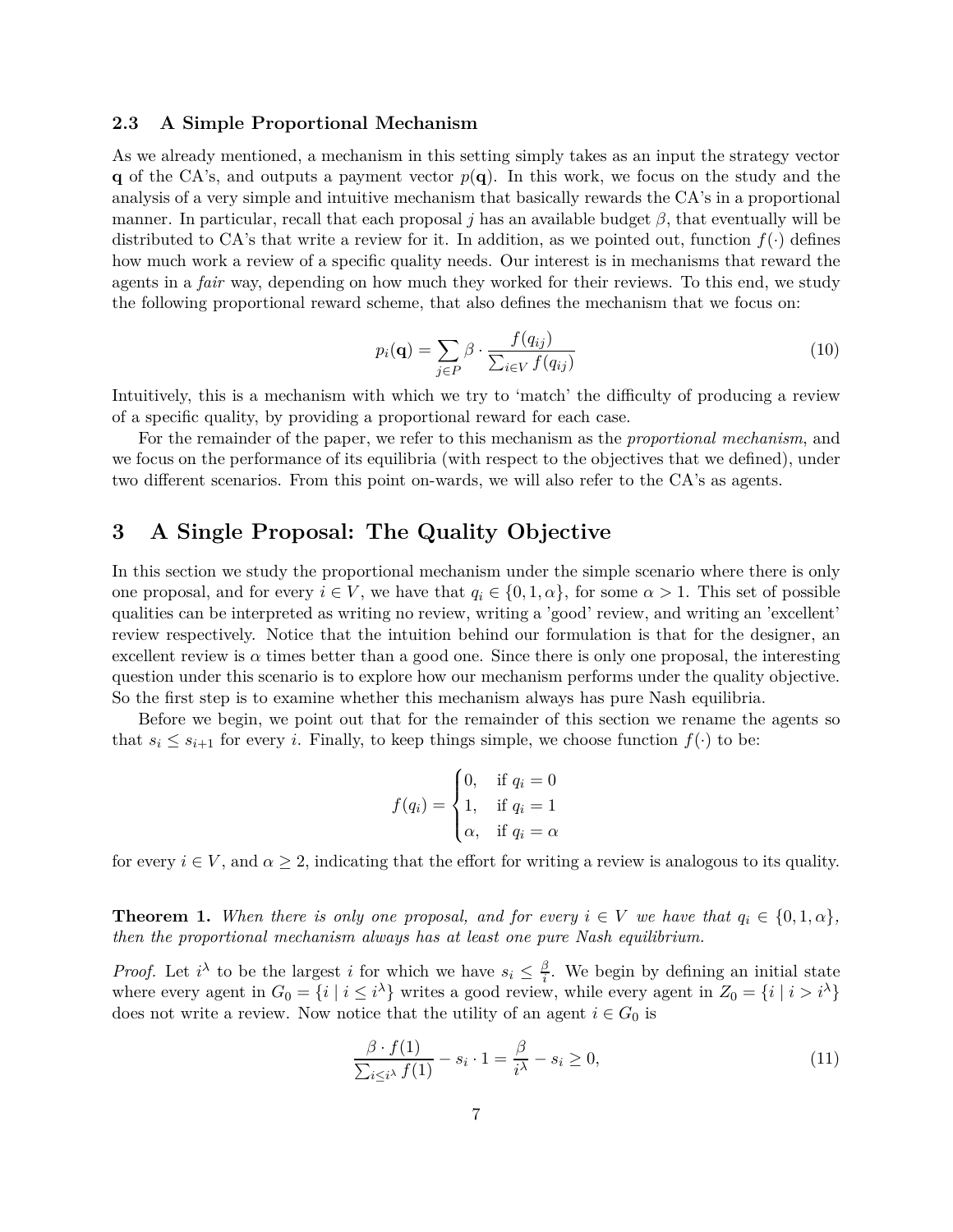### 2.3 A Simple Proportional Mechanism

As we already mentioned, a mechanism in this setting simply takes as an input the strategy vector $\mathbf{q}$ of the CA's, and outputs a payment vector $p(\mathbf{q})$. In this work, we focus on the study and the analysis of a very simple and intuitive mechanism that basically rewards the CA's in a proportional manner. In particular, recall that each proposal $j$ has an available budget $\beta$, that eventually will be distributed to CA's that write a review for it. In addition, as we pointed out, function $f(\cdot)$ defines how much work a review of a specific quality needs. Our interest is in mechanisms that reward the agents in a *fair* way, depending on how much they worked for their reviews. To this end, we study the following proportional reward scheme, that also defines the mechanism that we focus on:

$$p_i(\mathbf{q}) = \sum_{j \in P} \beta \cdot \frac{f(q_{ij})}{\sum_{i \in V} f(q_{ij})} \tag{10}$$

Intuitively, this is a mechanism with which we try to 'match' the difficulty of producing a review of a specific quality, by providing a proportional reward for each case.

For the remainder of the paper, we refer to this mechanism as the *proportional mechanism*, and we focus on the performance of its equilibria (with respect to the objectives that we defined), under two different scenarios. From this point on-wards, we will also refer to the CA's as agents.

## 3 A Single Proposal: The Quality Objective

In this section we study the proportional mechanism under the simple scenario where there is only one proposal, and for every $i \in V$, we have that $q_i \in \{0, 1, \alpha\}$, for some $\alpha > 1$. This set of possible qualities can be interpreted as writing no review, writing a 'good' review, and writing an 'excellent' review respectively. Notice that the intuition behind our formulation is that for the designer, an excellent review is $\alpha$ times better than a good one. Since there is only one proposal, the interesting question under this scenario is to explore how our mechanism performs under the quality objective. So the first step is to examine whether this mechanism always has pure Nash equilibria.

Before we begin, we point out that for the remainder of this section we rename the agents so that $s_i \leq s_{i+1}$ for every $i$. Finally, to keep things simple, we choose function $f(\cdot)$ to be:

$$f(q_i) = \begin{cases} 0, & \text{if } q_i = 0 \\ 1, & \text{if } q_i = 1 \\ \alpha, & \text{if } q_i = \alpha \end{cases}$$

for every $i \in V$, and $\alpha \geq 2$, indicating that the effort for writing a review is analogous to its quality.

**Theorem 1.** *When there is only one proposal, and for every $i \in V$ we have that $q_i \in \{0, 1, \alpha\}$, then the proportional mechanism always has at least one pure Nash equilibrium.*

*Proof.* Let $i^\lambda$ to be the largest $i$ for which we have $s_i \leq \frac{\beta}{i}$. We begin by defining an initial state where every agent in $G_0 = \{i \mid i \leq i^\lambda\}$ writes a good review, while every agent in $Z_0 = \{i \mid i > i^\lambda\}$ does not write a review. Now notice that the utility of an agent $i \in G_0$ is

$$\frac{\beta \cdot f(1)}{\sum_{i \leq i^\lambda} f(1)} - s_i \cdot 1 = \frac{\beta}{i^\lambda} - s_i \geq 0, \tag{11}$$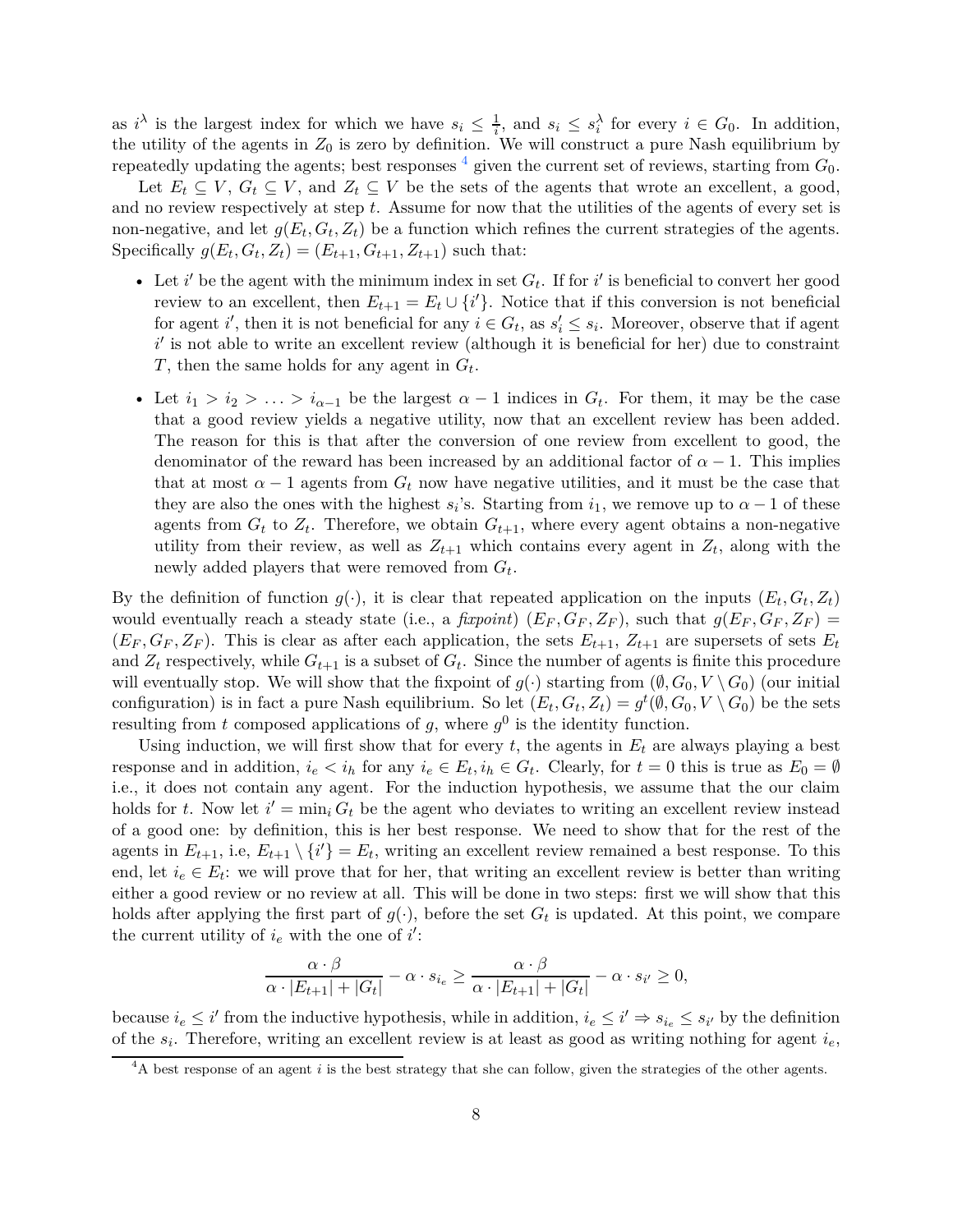as $i^\lambda$ is the largest index for which we have $s_i \le \frac{1}{i}$, and $s_i \le s_i^\lambda$ for every $i \in G_0$. In addition, the utility of the agents in $Z_0$ is zero by definition. We will construct a pure Nash equilibrium by repeatedly updating the agents; best responses [4] given the current set of reviews, starting from $G_0$.

Let $E_t \subseteq V$, $G_t \subseteq V$, and $Z_t \subseteq V$ be the sets of the agents that wrote an excellent, a good, and no review respectively at step $t$. Assume for now that the utilities of the agents of every set is non-negative, and let $g(E_t, G_t, Z_t)$ be a function which refines the current strategies of the agents. Specifically $g(E_t, G_t, Z_t) = (E_{t+1}, G_{t+1}, Z_{t+1})$ such that:

- Let $i'$ be the agent with the minimum index in set $G_t$. If for $i'$ is beneficial to convert her good review to an excellent, then $E_{t+1} = E_t \cup \{i'\}$. Notice that if this conversion is not beneficial for agent $i'$, then it is not beneficial for any $i \in G_t$, as $s'_i \le s_i$. Moreover, observe that if agent $i'$ is not able to write an excellent review (although it is beneficial for her) due to constraint $T$, then the same holds for any agent in $G_t$.
- Let $i_1 > i_2 > \ldots > i_{\alpha-1}$ be the largest $\alpha - 1$ indices in $G_t$. For them, it may be the case that a good review yields a negative utility, now that an excellent review has been added. The reason for this is that after the conversion of one review from excellent to good, the denominator of the reward has been increased by an additional factor of $\alpha - 1$. This implies that at most $\alpha - 1$ agents from $G_t$ now have negative utilities, and it must be the case that they are also the ones with the highest $s_i$'s. Starting from $i_1$, we remove up to $\alpha - 1$ of these agents from $G_t$ to $Z_t$. Therefore, we obtain $G_{t+1}$, where every agent obtains a non-negative utility from their review, as well as $Z_{t+1}$ which contains every agent in $Z_t$, along with the newly added players that were removed from $G_t$.

By the definition of function $g(\cdot)$, it is clear that repeated application on the inputs $(E_t, G_t, Z_t)$ would eventually reach a steady state (i.e., a *fixpoint*) $(E_F, G_F, Z_F)$, such that $g(E_F, G_F, Z_F) = (E_F, G_F, Z_F)$. This is clear as after each application, the sets $E_{t+1}$, $Z_{t+1}$ are supersets of sets $E_t$ and $Z_t$ respectively, while $G_{t+1}$ is a subset of $G_t$. Since the number of agents is finite this procedure will eventually stop. We will show that the fixpoint of $g(\cdot)$ starting from $(\emptyset, G_0, V \setminus G_0)$ (our initial configuration) is in fact a pure Nash equilibrium. So let $(E_t, G_t, Z_t) = g^t(\emptyset, G_0, V \setminus G_0)$ be the sets resulting from $t$ composed applications of $g$, where $g^0$ is the identity function.

Using induction, we will first show that for every $t$, the agents in $E_t$ are always playing a best response and in addition, $i_e < i_h$ for any $i_e \in E_t, i_h \in G_t$. Clearly, for $t = 0$ this is true as $E_0 = \emptyset$ i.e., it does not contain any agent. For the induction hypothesis, we assume that the our claim holds for $t$. Now let $i' = \min_i G_t$ be the agent who deviates to writing an excellent review instead of a good one: by definition, this is her best response. We need to show that for the rest of the agents in $E_{t+1}$, i.e, $E_{t+1} \setminus \{i'\} = E_t$, writing an excellent review remained a best response. To this end, let $i_e \in E_t$: we will prove that for her, that writing an excellent review is better than writing either a good review or no review at all. This will be done in two steps: first we will show that this holds after applying the first part of $g(\cdot)$, before the set $G_t$ is updated. At this point, we compare the current utility of $i_e$ with the one of $i'$:

$$\frac{\alpha \cdot \beta}{\alpha \cdot |E_{t+1}| + |G_t|} - \alpha \cdot s_{i_e} \ge \frac{\alpha \cdot \beta}{\alpha \cdot |E_{t+1}| + |G_t|} - \alpha \cdot s_{i'} \ge 0,$$

because $i_e \le i'$ from the inductive hypothesis, while in addition, $i_e \le i' \Rightarrow s_{i_e} \le s_{i'}$ by the definition of the $s_i$. Therefore, writing an excellent review is at least as good as writing nothing for agent $i_e$,

[4] A best response of an agent $i$ is the best strategy that she can follow, given the strategies of the other agents.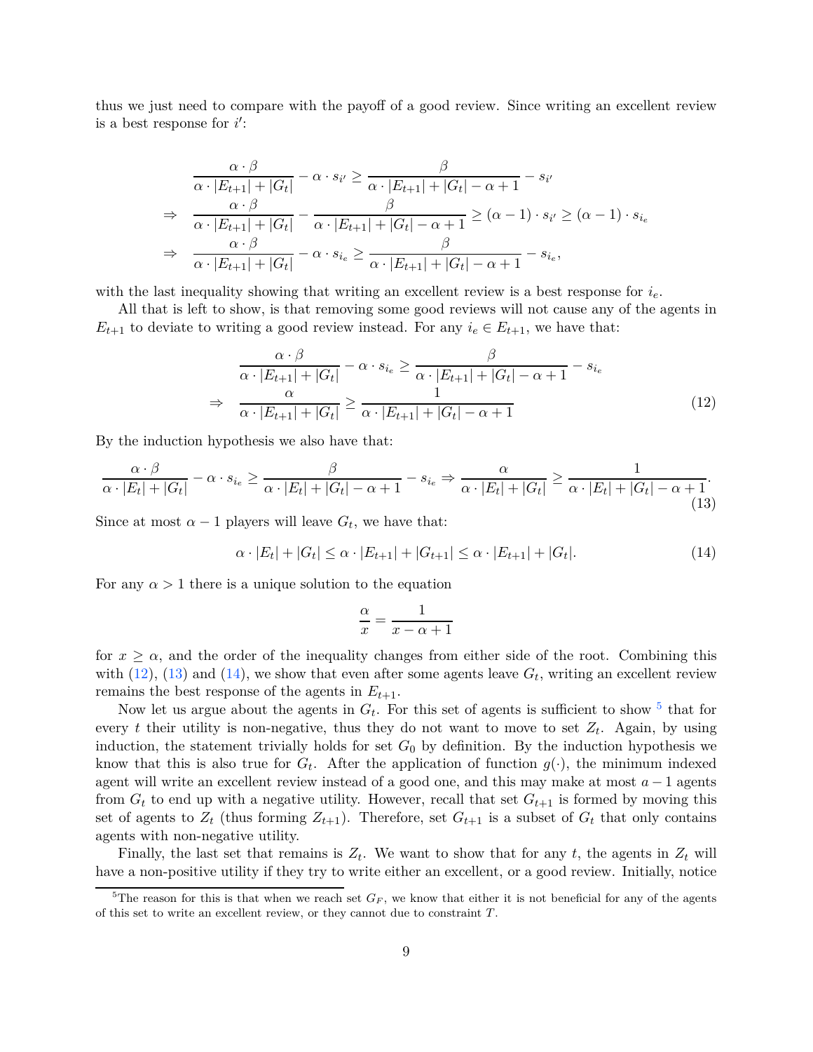thus we just need to compare with the payoff of a good review. Since writing an excellent review is a best response for $i'$:

$$
\begin{aligned}
& \frac{\alpha \cdot \beta}{\alpha \cdot |E_{t+1}| + |G_t|} - \alpha \cdot s_{i'} \geq \frac{\beta}{\alpha \cdot |E_{t+1}| + |G_t| - \alpha + 1} - s_{i'} \\
\Rightarrow \quad & \frac{\alpha \cdot \beta}{\alpha \cdot |E_{t+1}| + |G_t|} - \frac{\beta}{\alpha \cdot |E_{t+1}| + |G_t| - \alpha + 1} \geq (\alpha - 1) \cdot s_{i'} \geq (\alpha - 1) \cdot s_{i_e} \\
\Rightarrow \quad & \frac{\alpha \cdot \beta}{\alpha \cdot |E_{t+1}| + |G_t|} - \alpha \cdot s_{i_e} \geq \frac{\beta}{\alpha \cdot |E_{t+1}| + |G_t| - \alpha + 1} - s_{i_e},
\end{aligned}
$$

with the last inequality showing that writing an excellent review is a best response for $i_e$.

All that is left to show, is that removing some good reviews will not cause any of the agents in $E_{t+1}$ to deviate to writing a good review instead. For any $i_e \in E_{t+1}$, we have that:

$$
\begin{aligned}
& \frac{\alpha \cdot \beta}{\alpha \cdot |E_{t+1}| + |G_t|} - \alpha \cdot s_{i_e} \geq \frac{\beta}{\alpha \cdot |E_{t+1}| + |G_t| - \alpha + 1} - s_{i_e} \\
\Rightarrow \quad & \frac{\alpha}{\alpha \cdot |E_{t+1}| + |G_t|} \geq \frac{1}{\alpha \cdot |E_{t+1}| + |G_t| - \alpha + 1}
\end{aligned}
\tag{12}
$$

By the induction hypothesis we also have that:

$$
\frac{\alpha \cdot \beta}{\alpha \cdot |E_t| + |G_t|} - \alpha \cdot s_{i_e} \geq \frac{\beta}{\alpha \cdot |E_t| + |G_t| - \alpha + 1} - s_{i_e} \Rightarrow \frac{\alpha}{\alpha \cdot |E_t| + |G_t|} \geq \frac{1}{\alpha \cdot |E_t| + |G_t| - \alpha + 1}. \tag{13}
$$

Since at most $\alpha - 1$ players will leave $G_t$, we have that:

$$
\alpha \cdot |E_t| + |G_t| \leq \alpha \cdot |E_{t+1}| + |G_{t+1}| \leq \alpha \cdot |E_{t+1}| + |G_t|. \tag{14}
$$

For any $\alpha > 1$ there is a unique solution to the equation

$$
\frac{\alpha}{x} = \frac{1}{x - \alpha + 1}
$$

for $x \geq \alpha$, and the order of the inequality changes from either side of the root. Combining this with (12), (13) and (14), we show that even after some agents leave $G_t$, writing an excellent review remains the best response of the agents in $E_{t+1}$.

Now let us argue about the agents in $G_t$. For this set of agents is sufficient to show [5] that for every $t$ their utility is non-negative, thus they do not want to move to set $Z_t$. Again, by using induction, the statement trivially holds for set $G_0$ by definition. By the induction hypothesis we know that this is also true for $G_t$. After the application of function $g(\cdot)$, the minimum indexed agent will write an excellent review instead of a good one, and this may make at most $a - 1$ agents from $G_t$ to end up with a negative utility. However, recall that set $G_{t+1}$ is formed by moving this set of agents to $Z_t$ (thus forming $Z_{t+1}$). Therefore, set $G_{t+1}$ is a subset of $G_t$ that only contains agents with non-negative utility.

Finally, the last set that remains is $Z_t$. We want to show that for any $t$, the agents in $Z_t$ will have a non-positive utility if they try to write either an excellent, or a good review. Initially, notice

[5] The reason for this is that when we reach set $G_F$, we know that either it is not beneficial for any of the agents of this set to write an excellent review, or they cannot due to constraint $T$.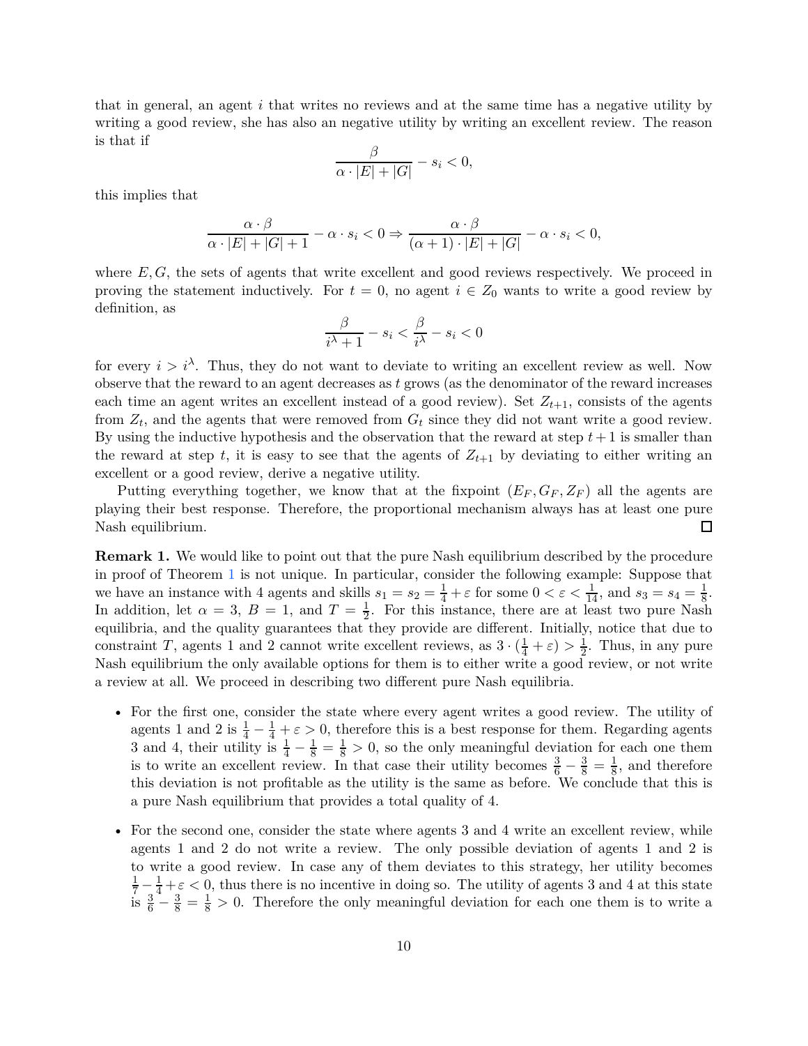that in general, an agent $i$ that writes no reviews and at the same time has a negative utility by writing a good review, she has also an negative utility by writing an excellent review. The reason is that if

$$\frac{\beta}{\alpha \cdot |E| + |G|} - s_i < 0,$$

this implies that

$$\frac{\alpha \cdot \beta}{\alpha \cdot |E| + |G| + 1} - \alpha \cdot s_i < 0 \Rightarrow \frac{\alpha \cdot \beta}{(\alpha + 1) \cdot |E| + |G|} - \alpha \cdot s_i < 0,$$

where $E, G$, the sets of agents that write excellent and good reviews respectively. We proceed in proving the statement inductively. For $t = 0$, no agent $i \in Z_0$ wants to write a good review by definition, as

$$\frac{\beta}{i^\lambda + 1} - s_i < \frac{\beta}{i^\lambda} - s_i < 0$$

for every $i > i^\lambda$. Thus, they do not want to deviate to writing an excellent review as well. Now observe that the reward to an agent decreases as $t$ grows (as the denominator of the reward increases each time an agent writes an excellent instead of a good review). Set $Z_{t+1}$, consists of the agents from $Z_t$, and the agents that were removed from $G_t$ since they did not want write a good review. By using the inductive hypothesis and the observation that the reward at step $t+1$ is smaller than the reward at step $t$, it is easy to see that the agents of $Z_{t+1}$ by deviating to either writing an excellent or a good review, derive a negative utility.

Putting everything together, we know that at the fixpoint $(E_F, G_F, Z_F)$ all the agents are playing their best response. Therefore, the proportional mechanism always has at least one pure Nash equilibrium. □

**Remark 1.** We would like to point out that the pure Nash equilibrium described by the procedure in proof of Theorem 1 is not unique. In particular, consider the following example: Suppose that we have an instance with 4 agents and skills $s_1 = s_2 = \frac{1}{4} + \varepsilon$ for some $0 < \varepsilon < \frac{1}{14}$, and $s_3 = s_4 = \frac{1}{8}$. In addition, let $\alpha = 3$, $B = 1$, and $T = \frac{1}{2}$. For this instance, there are at least two pure Nash equilibria, and the quality guarantees that they provide are different. Initially, notice that due to constraint $T$, agents 1 and 2 cannot write excellent reviews, as $3 \cdot (\frac{1}{4} + \varepsilon) > \frac{1}{2}$. Thus, in any pure Nash equilibrium the only available options for them is to either write a good review, or not write a review at all. We proceed in describing two different pure Nash equilibria.

- For the first one, consider the state where every agent writes a good review. The utility of agents 1 and 2 is $\frac{1}{4} - \frac{1}{4} + \varepsilon > 0$, therefore this is a best response for them. Regarding agents 3 and 4, their utility is $\frac{1}{4} - \frac{1}{8} = \frac{1}{8} > 0$, so the only meaningful deviation for each one them is to write an excellent review. In that case their utility becomes $\frac{3}{6} - \frac{3}{8} = \frac{1}{8}$, and therefore this deviation is not profitable as the utility is the same as before. We conclude that this is a pure Nash equilibrium that provides a total quality of 4.
- For the second one, consider the state where agents 3 and 4 write an excellent review, while agents 1 and 2 do not write a review. The only possible deviation of agents 1 and 2 is to write a good review. In case any of them deviates to this strategy, her utility becomes $\frac{1}{7} - \frac{1}{4} + \varepsilon < 0$, thus there is no incentive in doing so. The utility of agents 3 and 4 at this state is $\frac{3}{6} - \frac{3}{8} = \frac{1}{8} > 0$. Therefore the only meaningful deviation for each one them is to write a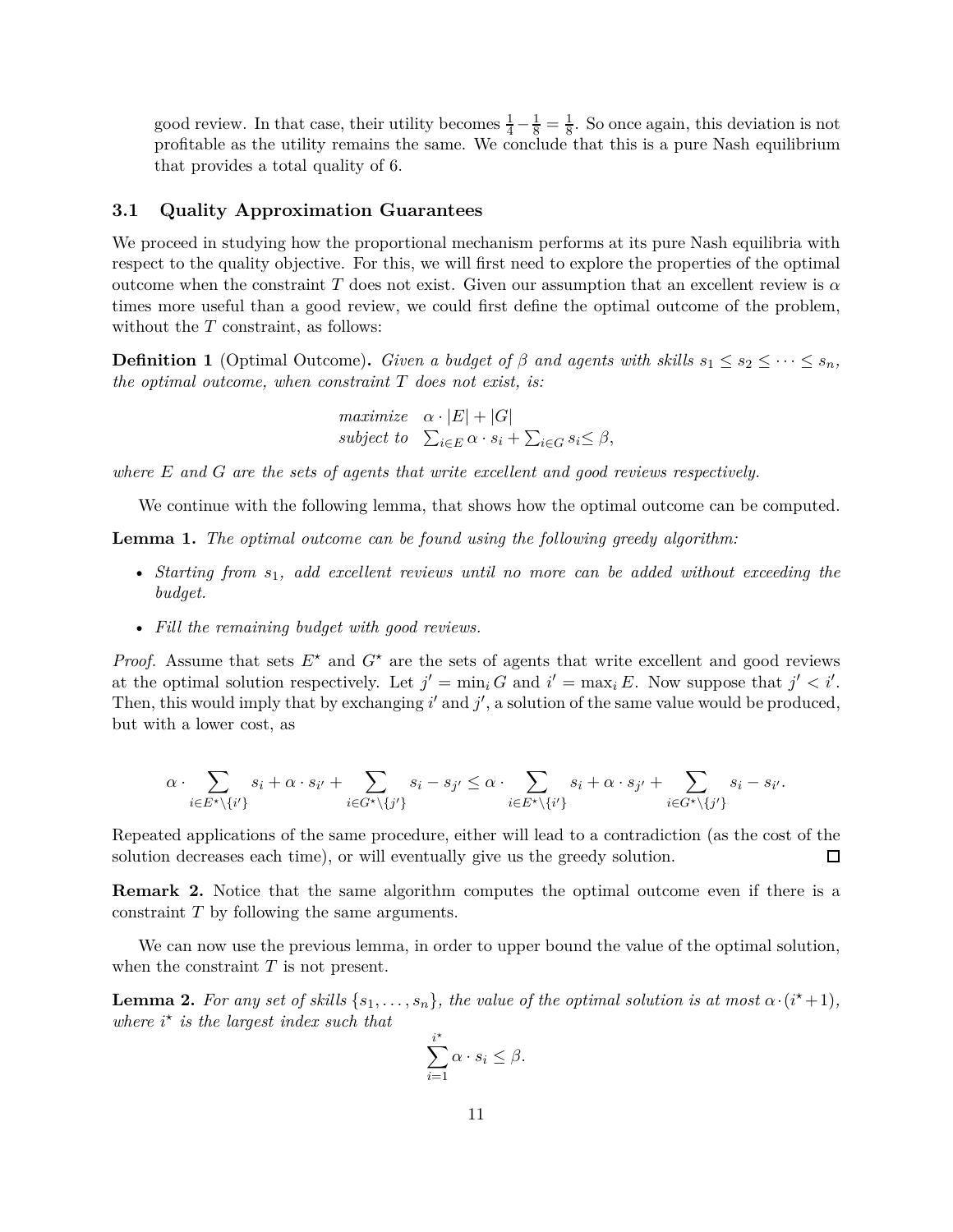good review. In that case, their utility becomes $\frac{1}{4} - \frac{1}{8} = \frac{1}{8}$. So once again, this deviation is not profitable as the utility remains the same. We conclude that this is a pure Nash equilibrium that provides a total quality of 6.

### 3.1 Quality Approximation Guarantees

We proceed in studying how the proportional mechanism performs at its pure Nash equilibria with respect to the quality objective. For this, we will first need to explore the properties of the optimal outcome when the constraint $T$ does not exist. Given our assumption that an excellent review is $\alpha$ times more useful than a good review, we could first define the optimal outcome of the problem, without the $T$ constraint, as follows:

**Definition 1** (Optimal Outcome)**.** *Given a budget of $\beta$ and agents with skills $s_1 \leq s_2 \leq \cdots \leq s_n$, the optimal outcome, when constraint $T$ does not exist, is:*

$$\begin{array}{ll} \textit{maximize} & \alpha \cdot |E| + |G| \\ \textit{subject to} & \sum_{i \in E} \alpha \cdot s_i + \sum_{i \in G} s_i \leq \beta, \end{array}$$

*where $E$ and $G$ are the sets of agents that write excellent and good reviews respectively.*

We continue with the following lemma, that shows how the optimal outcome can be computed.

**Lemma 1.** *The optimal outcome can be found using the following greedy algorithm:*

- *Starting from $s_1$, add excellent reviews until no more can be added without exceeding the budget.*
- *Fill the remaining budget with good reviews.*

*Proof.* Assume that sets $E^\star$ and $G^\star$ are the sets of agents that write excellent and good reviews at the optimal solution respectively. Let $j' = \min_i G$ and $i' = \max_i E$. Now suppose that $j' < i'$. Then, this would imply that by exchanging $i'$ and $j'$, a solution of the same value would be produced, but with a lower cost, as

$$\alpha \cdot \sum_{i \in E^\star \setminus \{i'\}} s_i + \alpha \cdot s_{i'} + \sum_{i \in G^\star \setminus \{j'\}} s_i - s_{j'} \leq \alpha \cdot \sum_{i \in E^\star \setminus \{i'\}} s_i + \alpha \cdot s_{j'} + \sum_{i \in G^\star \setminus \{j'\}} s_i - s_{i'}.$$

Repeated applications of the same procedure, either will lead to a contradiction (as the cost of the solution decreases each time), or will eventually give us the greedy solution. □

**Remark 2.** Notice that the same algorithm computes the optimal outcome even if there is a constraint $T$ by following the same arguments.

We can now use the previous lemma, in order to upper bound the value of the optimal solution, when the constraint $T$ is not present.

**Lemma 2.** *For any set of skills $\{s_1, \ldots, s_n\}$, the value of the optimal solution is at most $\alpha \cdot (i^\star + 1)$, where $i^\star$ is the largest index such that*

$$\sum_{i=1}^{i^\star} \alpha \cdot s_i \leq \beta.$$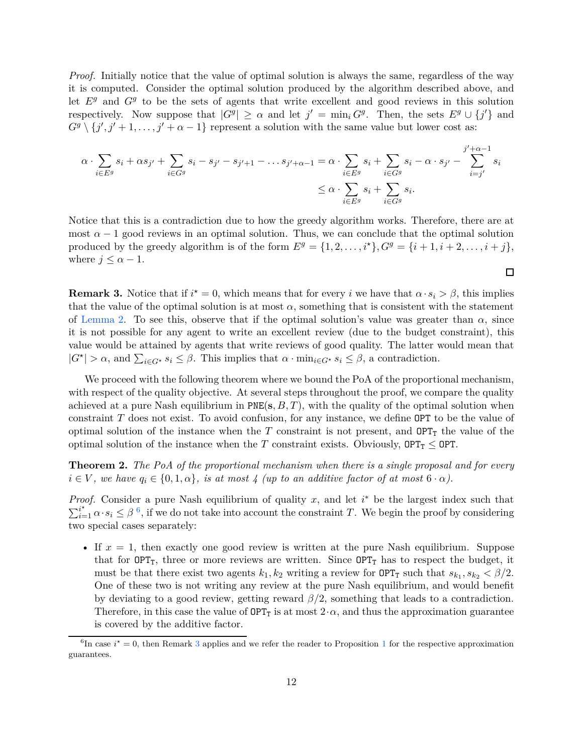*Proof.* Initially notice that the value of optimal solution is always the same, regardless of the way it is computed. Consider the optimal solution produced by the algorithm described above, and let $E^g$ and $G^g$ to be the sets of agents that write excellent and good reviews in this solution respectively. Now suppose that $|G^g| \geq \alpha$ and let $j' = \min_i G^g$. Then, the sets $E^g \cup \{j'\}$ and $G^g \setminus \{j', j'+1, \ldots, j'+\alpha-1\}$ represent a solution with the same value but lower cost as:

$$
\begin{aligned}
\alpha \cdot \sum_{i \in E^g} s_i + \alpha s_{j'} + \sum_{i \in G^g} s_i - s_{j'} - s_{j'+1} - \ldots s_{j'+\alpha-1} &= \alpha \cdot \sum_{i \in E^g} s_i + \sum_{i \in G^g} s_i - \alpha \cdot s_{j'} - \sum_{i=j'}^{j'+\alpha-1} s_i \\
&\leq \alpha \cdot \sum_{i \in E^g} s_i + \sum_{i \in G^g} s_i.
\end{aligned}
$$

Notice that this is a contradiction due to how the greedy algorithm works. Therefore, there are at most $\alpha - 1$ good reviews in an optimal solution. Thus, we can conclude that the optimal solution produced by the greedy algorithm is of the form $E^g = \{1, 2, \ldots, i^\star\}, G^g = \{i+1, i+2, \ldots, i+j\}$, where $j \leq \alpha - 1$. □

**Remark 3.** Notice that if $i^\star = 0$, which means that for every $i$ we have that $\alpha \cdot s_i > \beta$, this implies that the value of the optimal solution is at most $\alpha$, something that is consistent with the statement of Lemma 2. To see this, observe that if the optimal solution's value was greater than $\alpha$, since it is not possible for any agent to write an excellent review (due to the budget constraint), this value would be attained by agents that write reviews of good quality. The latter would mean that $|G^\star| > \alpha$, and $\sum_{i \in G^\star} s_i \leq \beta$. This implies that $\alpha \cdot \min_{i \in G^\star} s_i \leq \beta$, a contradiction.

We proceed with the following theorem where we bound the PoA of the proportional mechanism, with respect of the quality objective. At several steps throughout the proof, we compare the quality achieved at a pure Nash equilibrium in $\texttt{PNE}(\mathbf{s}, B, T)$, with the quality of the optimal solution when constraint $T$ does not exist. To avoid confusion, for any instance, we define $\texttt{OPT}$ to be the value of optimal solution of the instance when the $T$ constraint is not present, and $\texttt{OPT}_\texttt{T}$ the value of the optimal solution of the instance when the $T$ constraint exists. Obviously, $\texttt{OPT}_\texttt{T} \leq \texttt{OPT}$.

**Theorem 2.** *The PoA of the proportional mechanism when there is a single proposal and for every $i \in V$, we have $q_i \in \{0, 1, \alpha\}$, is at most 4 (up to an additive factor of at most $6 \cdot \alpha$).*

*Proof.* Consider a pure Nash equilibrium of quality $x$, and let $i^*$ be the largest index such that $\sum_{i=1}^{i^\star} \alpha \cdot s_i \leq \beta$ [6], if we do not take into account the constraint $T$. We begin the proof by considering two special cases separately:

- If $x = 1$, then exactly one good review is written at the pure Nash equilibrium. Suppose that for $\texttt{OPT}_\texttt{T}$, three or more reviews are written. Since $\texttt{OPT}_\texttt{T}$ has to respect the budget, it must be that there exist two agents $k_1, k_2$ writing a review for $\texttt{OPT}_\texttt{T}$ such that $s_{k_1}, s_{k_2} < \beta/2$. One of these two is not writing any review at the pure Nash equilibrium, and would benefit by deviating to a good review, getting reward $\beta/2$, something that leads to a contradiction. Therefore, in this case the value of $\texttt{OPT}_\texttt{T}$ is at most $2 \cdot \alpha$, and thus the approximation guarantee is covered by the additive factor.

[6] In case $i^\star = 0$, then Remark 3 applies and we refer the reader to Proposition 1 for the respective approximation guarantees.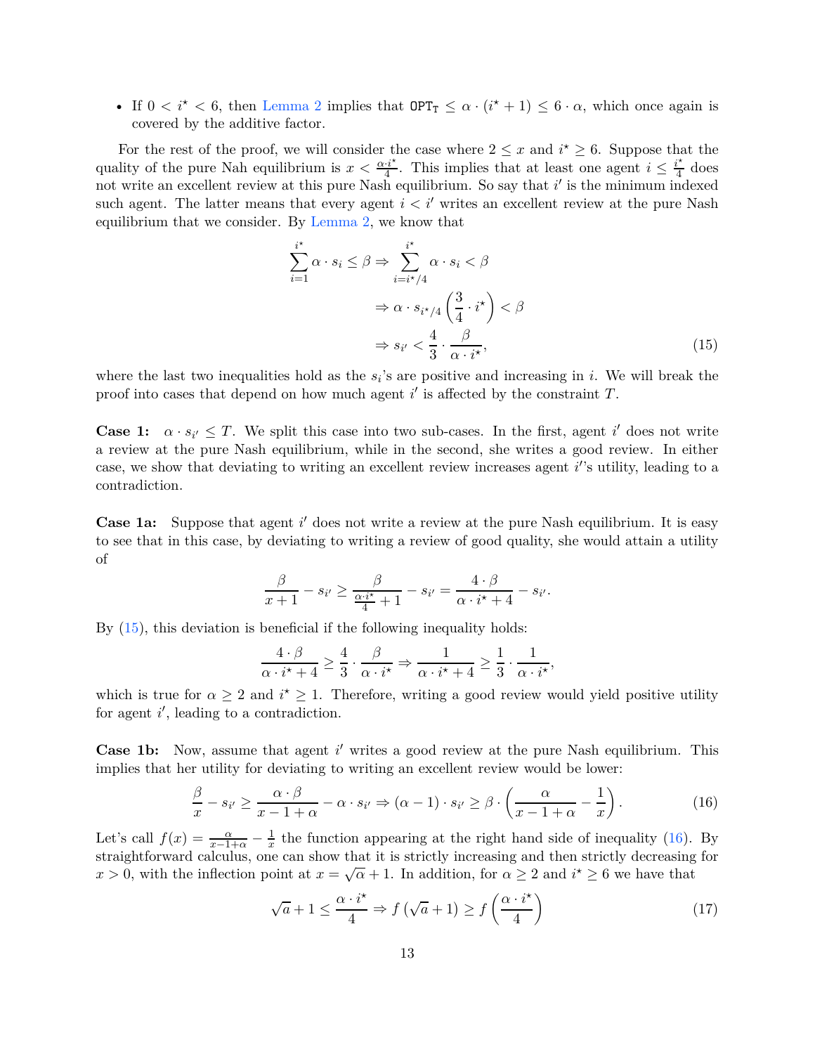- If $0 < i^\star < 6$, then Lemma 2 implies that $\texttt{OPT}_\texttt{T} \leq \alpha \cdot (i^\star + 1) \leq 6 \cdot \alpha$, which once again is covered by the additive factor.

For the rest of the proof, we will consider the case where $2 \leq x$ and $i^\star \geq 6$. Suppose that the quality of the pure Nah equilibrium is $x < \frac{\alpha \cdot i^\star}{4}$. This implies that at least one agent $i \leq \frac{i^\star}{4}$ does not write an excellent review at this pure Nash equilibrium. So say that $i'$ is the minimum indexed such agent. The latter means that every agent $i < i'$ writes an excellent review at the pure Nash equilibrium that we consider. By Lemma 2, we know that

$$
\begin{aligned}
\sum_{i=1}^{i^\star} \alpha \cdot s_i \leq \beta &\Rightarrow \sum_{i=i^\star/4}^{i^\star} \alpha \cdot s_i < \beta \\
&\Rightarrow \alpha \cdot s_{i^\star/4} \left(\frac{3}{4} \cdot i^\star\right) < \beta \\
&\Rightarrow s_{i'} < \frac{4}{3} \cdot \frac{\beta}{\alpha \cdot i^\star},
\end{aligned} \tag{15}
$$

where the last two inequalities hold as the $s_i$'s are positive and increasing in $i$. We will break the proof into cases that depend on how much agent $i'$ is affected by the constraint $T$.

**Case 1:** $\alpha \cdot s_{i'} \leq T$. We split this case into two sub-cases. In the first, agent $i'$ does not write a review at the pure Nash equilibrium, while in the second, she writes a good review. In either case, we show that deviating to writing an excellent review increases agent $i'$'s utility, leading to a contradiction.

**Case 1a:** Suppose that agent $i'$ does not write a review at the pure Nash equilibrium. It is easy to see that in this case, by deviating to writing a review of good quality, she would attain a utility of

$$
\frac{\beta}{x+1} - s_{i'} \geq \frac{\beta}{\frac{\alpha \cdot i^\star}{4} + 1} - s_{i'} = \frac{4 \cdot \beta}{\alpha \cdot i^\star + 4} - s_{i'}.
$$

By (15), this deviation is beneficial if the following inequality holds:

$$
\frac{4 \cdot \beta}{\alpha \cdot i^\star + 4} \geq \frac{4}{3} \cdot \frac{\beta}{\alpha \cdot i^\star} \Rightarrow \frac{1}{\alpha \cdot i^\star + 4} \geq \frac{1}{3} \cdot \frac{1}{\alpha \cdot i^\star},
$$

which is true for $\alpha \geq 2$ and $i^\star \geq 1$. Therefore, writing a good review would yield positive utility for agent $i'$, leading to a contradiction.

**Case 1b:** Now, assume that agent $i'$ writes a good review at the pure Nash equilibrium. This implies that her utility for deviating to writing an excellent review would be lower:

$$
\frac{\beta}{x} - s_{i'} \geq \frac{\alpha \cdot \beta}{x - 1 + \alpha} - \alpha \cdot s_{i'} \Rightarrow (\alpha - 1) \cdot s_{i'} \geq \beta \cdot \left(\frac{\alpha}{x - 1 + \alpha} - \frac{1}{x}\right). \tag{16}
$$

Let's call $f(x) = \frac{\alpha}{x-1+\alpha} - \frac{1}{x}$ the function appearing at the right hand side of inequality (16). By straightforward calculus, one can show that it is strictly increasing and then strictly decreasing for $x > 0$, with the inflection point at $x = \sqrt{\alpha} + 1$. In addition, for $\alpha \geq 2$ and $i^\star \geq 6$ we have that

$$
\sqrt{a} + 1 \leq \frac{\alpha \cdot i^\star}{4} \Rightarrow f\left(\sqrt{a} + 1\right) \geq f\left(\frac{\alpha \cdot i^\star}{4}\right) \tag{17}
$$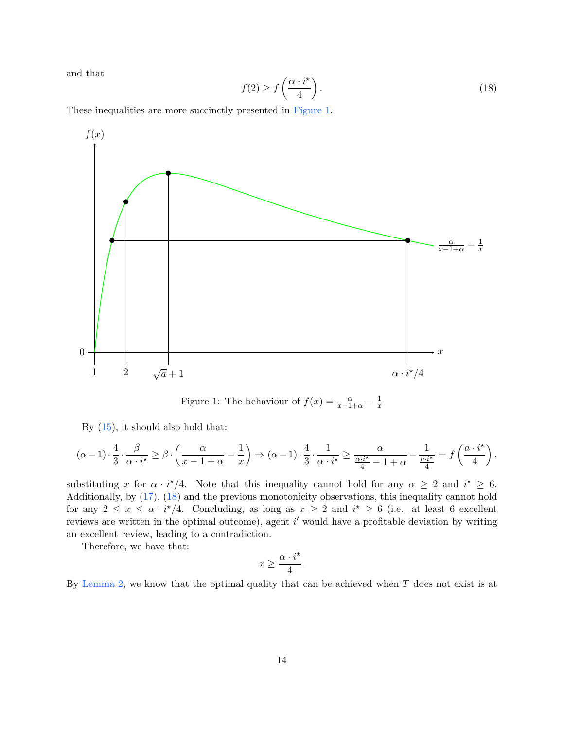and that

$$f(2) \geq f\left(\frac{\alpha \cdot i^\star}{4}\right). \tag{18}$$

These inequalities are more succinctly presented in Figure 1.

Figure 1: The behaviour of $f(x) = \frac{\alpha}{x-1+\alpha} - \frac{1}{x}$

By (15), it should also hold that:

$$(\alpha - 1) \cdot \frac{4}{3} \cdot \frac{\beta}{\alpha \cdot i^\star} \geq \beta \cdot \left(\frac{\alpha}{x-1+\alpha} - \frac{1}{x}\right) \Rightarrow (\alpha - 1) \cdot \frac{4}{3} \cdot \frac{1}{\alpha \cdot i^\star} \geq \frac{\alpha}{\frac{\alpha \cdot i^\star}{4} - 1 + \alpha} - \frac{1}{\frac{a \cdot i^\star}{4}} = f\left(\frac{a \cdot i^\star}{4}\right),$$

substituting $x$ for $\alpha \cdot i^\star/4$. Note that this inequality cannot hold for any $\alpha \geq 2$ and $i^\star \geq 6$. Additionally, by (17), (18) and the previous monotonicity observations, this inequality cannot hold for any $2 \leq x \leq \alpha \cdot i^\star/4$. Concluding, as long as $x \geq 2$ and $i^\star \geq 6$ (i.e. at least 6 excellent reviews are written in the optimal outcome), agent $i'$ would have a profitable deviation by writing an excellent review, leading to a contradiction.

Therefore, we have that:

$$x \geq \frac{\alpha \cdot i^\star}{4}.$$

By Lemma 2, we know that the optimal quality that can be achieved when $T$ does not exist is at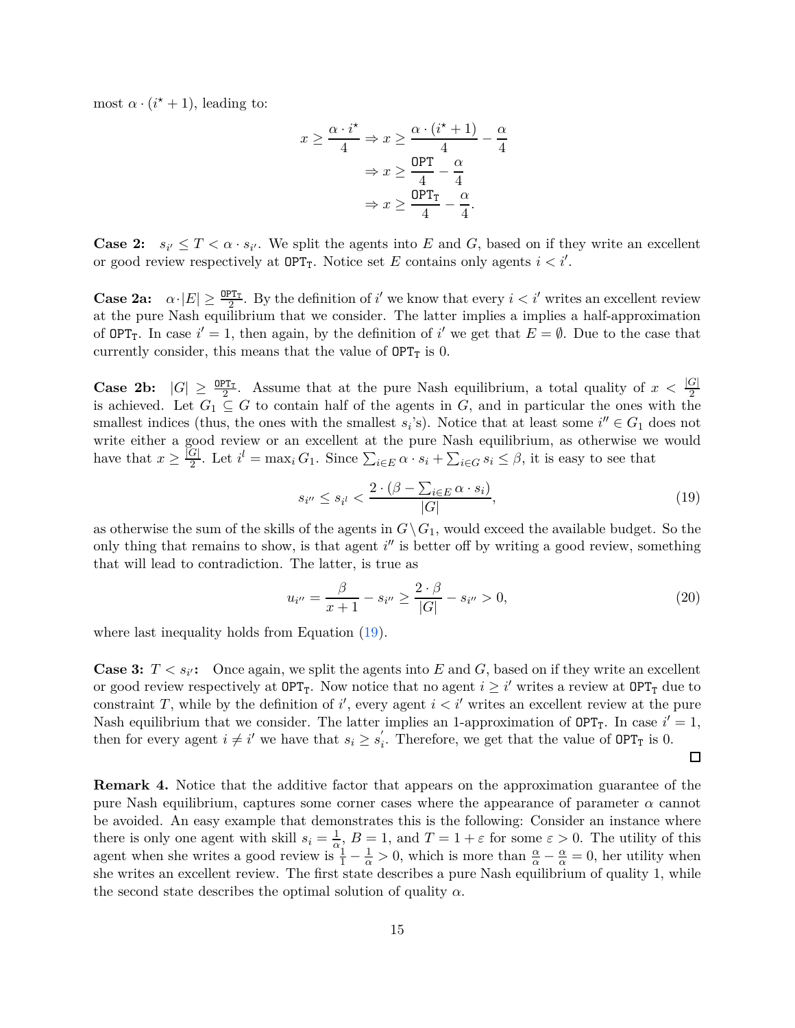most $\alpha \cdot (i^\star + 1)$, leading to:

$$
\begin{aligned}
x \geq \frac{\alpha \cdot i^\star}{4} &\Rightarrow x \geq \frac{\alpha \cdot (i^\star + 1)}{4} - \frac{\alpha}{4} \\
&\Rightarrow x \geq \frac{\mathtt{OPT}}{4} - \frac{\alpha}{4} \\
&\Rightarrow x \geq \frac{\mathtt{OPT_T}}{4} - \frac{\alpha}{4}.
\end{aligned}
$$

**Case 2:** $s_{i'} \leq T < \alpha \cdot s_{i'}$. We split the agents into $E$ and $G$, based on if they write an excellent or good review respectively at $\mathtt{OPT_T}$. Notice set $E$ contains only agents $i < i'$.

**Case 2a:** $\alpha \cdot |E| \geq \frac{\mathtt{OPT_T}}{2}$. By the definition of $i'$ we know that every $i < i'$ writes an excellent review at the pure Nash equilibrium that we consider. The latter implies a implies a half-approximation of $\mathtt{OPT_T}$. In case $i' = 1$, then again, by the definition of $i'$ we get that $E = \emptyset$. Due to the case that currently consider, this means that the value of $\mathtt{OPT_T}$ is 0.

**Case 2b:** $|G| \geq \frac{\mathtt{OPT_T}}{2}$. Assume that at the pure Nash equilibrium, a total quality of $x < \frac{|G|}{2}$ is achieved. Let $G_1 \subseteq G$ to contain half of the agents in $G$, and in particular the ones with the smallest indices (thus, the ones with the smallest $s_i$'s). Notice that at least some $i'' \in G_1$ does not write either a good review or an excellent at the pure Nash equilibrium, as otherwise we would have that $x \geq \frac{|G|}{2}$. Let $i^l = \max_i G_1$. Since $\sum_{i \in E} \alpha \cdot s_i + \sum_{i \in G} s_i \leq \beta$, it is easy to see that

$$
s_{i''} \leq s_{i^l} < \frac{2 \cdot (\beta - \sum_{i \in E} \alpha \cdot s_i)}{|G|}, \tag{19}
$$

as otherwise the sum of the skills of the agents in $G \setminus G_1$, would exceed the available budget. So the only thing that remains to show, is that agent $i''$ is better off by writing a good review, something that will lead to contradiction. The latter, is true as

$$
u_{i''} = \frac{\beta}{x+1} - s_{i''} \geq \frac{2 \cdot \beta}{|G|} - s_{i''} > 0, \tag{20}
$$

where last inequality holds from Equation (19).

**Case 3:** $T < s_{i'}$**:** Once again, we split the agents into $E$ and $G$, based on if they write an excellent or good review respectively at $\mathtt{OPT_T}$. Now notice that no agent $i \geq i'$ writes a review at $\mathtt{OPT_T}$ due to constraint $T$, while by the definition of $i'$, every agent $i < i'$ writes an excellent review at the pure Nash equilibrium that we consider. The latter implies an 1-approximation of $\mathtt{OPT_T}$. In case $i' = 1$, then for every agent $i \neq i'$ we have that $s_i \geq s_i^{'}$. Therefore, we get that the value of $\mathtt{OPT_T}$ is 0.

□

**Remark 4.** Notice that the additive factor that appears on the approximation guarantee of the pure Nash equilibrium, captures some corner cases where the appearance of parameter $\alpha$ cannot be avoided. An easy example that demonstrates this is the following: Consider an instance where there is only one agent with skill $s_i = \frac{1}{\alpha}$, $B = 1$, and $T = 1 + \varepsilon$ for some $\varepsilon > 0$. The utility of this agent when she writes a good review is $\frac{1}{1} - \frac{1}{\alpha} > 0$, which is more than $\frac{\alpha}{\alpha} - \frac{\alpha}{\alpha} = 0$, her utility when she writes an excellent review. The first state describes a pure Nash equilibrium of quality 1, while the second state describes the optimal solution of quality $\alpha$.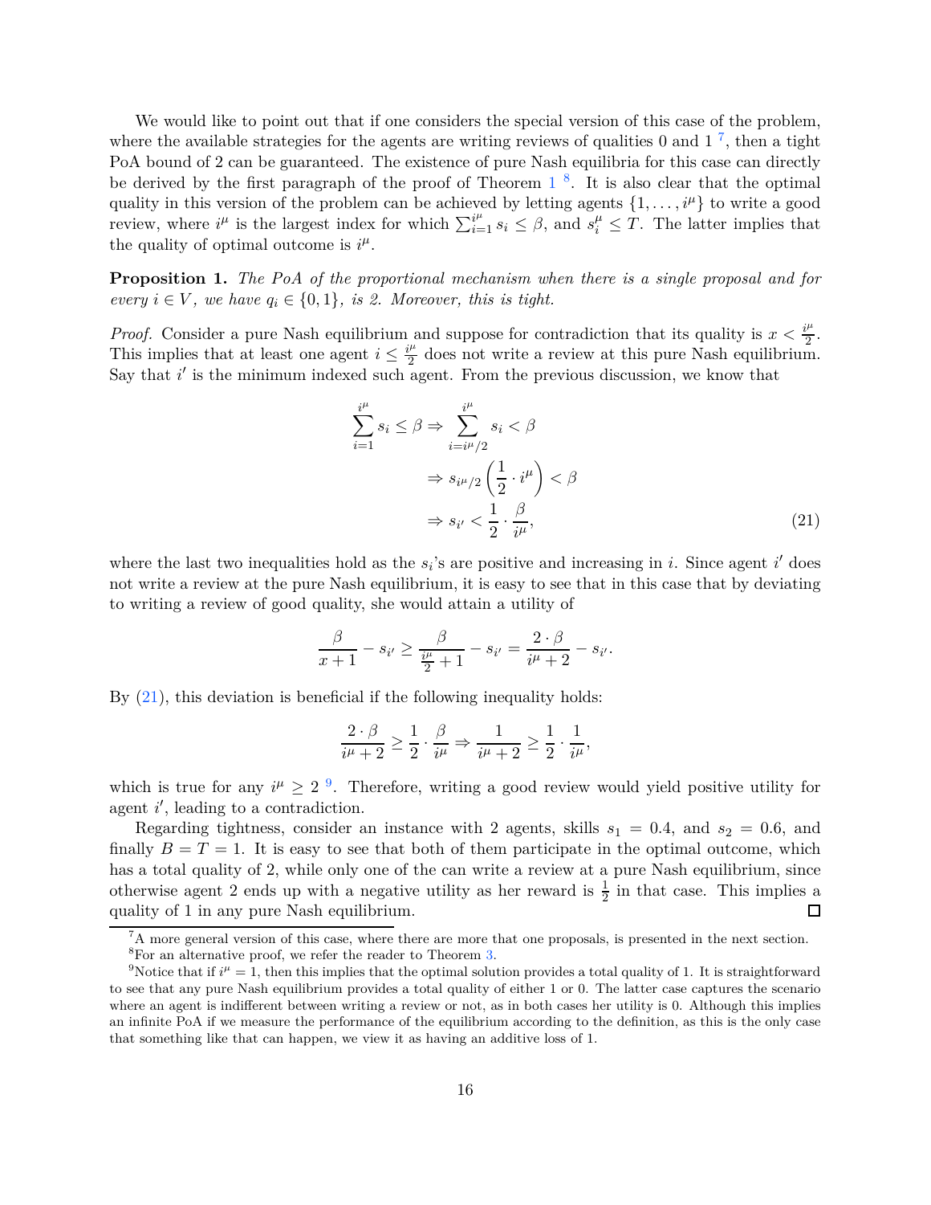We would like to point out that if one considers the special version of this case of the problem, where the available strategies for the agents are writing reviews of qualities 0 and 1 [7], then a tight PoA bound of 2 can be guaranteed. The existence of pure Nash equilibria for this case can directly be derived by the first paragraph of the proof of Theorem 1 [8]. It is also clear that the optimal quality in this version of the problem can be achieved by letting agents $\{1, \ldots, i^{\mu}\}$ to write a good review, where $i^{\mu}$ is the largest index for which $\sum_{i=1}^{i^{\mu}} s_i \leq \beta$, and $s_i^{\mu} \leq T$. The latter implies that the quality of optimal outcome is $i^{\mu}$.

**Proposition 1.** *The PoA of the proportional mechanism when there is a single proposal and for every $i \in V$, we have $q_i \in \{0, 1\}$, is 2. Moreover, this is tight.*

*Proof.* Consider a pure Nash equilibrium and suppose for contradiction that its quality is $x < \frac{i^{\mu}}{2}$. This implies that at least one agent $i \leq \frac{i^{\mu}}{2}$ does not write a review at this pure Nash equilibrium. Say that $i'$ is the minimum indexed such agent. From the previous discussion, we know that

$$
\begin{aligned}
\sum_{i=1}^{i^{\mu}} s_i \leq \beta \Rightarrow & \sum_{i=i^{\mu}/2}^{i^{\mu}} s_i < \beta \\
& \Rightarrow s_{i^{\mu}/2} \left( \frac{1}{2} \cdot i^{\mu} \right) < \beta \\
& \Rightarrow s_{i'} < \frac{1}{2} \cdot \frac{\beta}{i^{\mu}},
\end{aligned}
\tag{21}
$$

where the last two inequalities hold as the $s_i$'s are positive and increasing in $i$. Since agent $i'$ does not write a review at the pure Nash equilibrium, it is easy to see that in this case that by deviating to writing a review of good quality, she would attain a utility of

$$
\frac{\beta}{x+1} - s_{i'} \geq \frac{\beta}{\frac{i^{\mu}}{2} + 1} - s_{i'} = \frac{2 \cdot \beta}{i^{\mu} + 2} - s_{i'}.
$$

By (21), this deviation is beneficial if the following inequality holds:

$$
\frac{2 \cdot \beta}{i^{\mu} + 2} \geq \frac{1}{2} \cdot \frac{\beta}{i^{\mu}} \Rightarrow \frac{1}{i^{\mu} + 2} \geq \frac{1}{2} \cdot \frac{1}{i^{\mu}},
$$

which is true for any $i^{\mu} \geq 2$ [9]. Therefore, writing a good review would yield positive utility for agent $i'$, leading to a contradiction.

Regarding tightness, consider an instance with 2 agents, skills $s_1 = 0.4$, and $s_2 = 0.6$, and finally $B = T = 1$. It is easy to see that both of them participate in the optimal outcome, which has a total quality of 2, while only one of the can write a review at a pure Nash equilibrium, since otherwise agent 2 ends up with a negative utility as her reward is $\frac{1}{2}$ in that case. This implies a quality of 1 in any pure Nash equilibrium. ☐

---

[7] A more general version of this case, where there are more that one proposals, is presented in the next section.

[8] For an alternative proof, we refer the reader to Theorem 3.

[9] Notice that if $i^{\mu} = 1$, then this implies that the optimal solution provides a total quality of 1. It is straightforward to see that any pure Nash equilibrium provides a total quality of either 1 or 0. The latter case captures the scenario where an agent is indifferent between writing a review or not, as in both cases her utility is 0. Although this implies an infinite PoA if we measure the performance of the equilibrium according to the definition, as this is the only case that something like that can happen, we view it as having an additive loss of 1.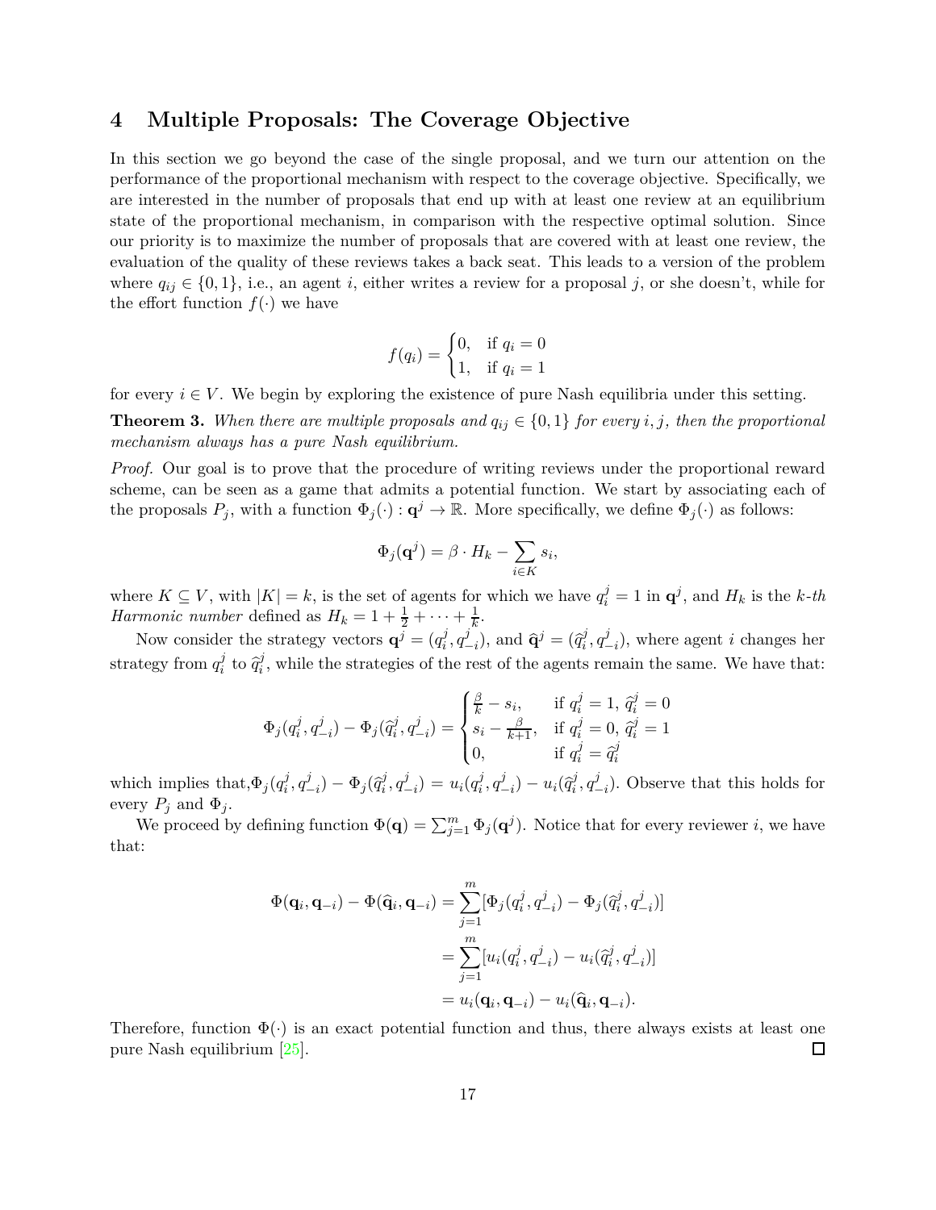## 4 Multiple Proposals: The Coverage Objective

In this section we go beyond the case of the single proposal, and we turn our attention on the performance of the proportional mechanism with respect to the coverage objective. Specifically, we are interested in the number of proposals that end up with at least one review at an equilibrium state of the proportional mechanism, in comparison with the respective optimal solution. Since our priority is to maximize the number of proposals that are covered with at least one review, the evaluation of the quality of these reviews takes a back seat. This leads to a version of the problem where $q_{ij} \in \{0, 1\}$, i.e., an agent $i$, either writes a review for a proposal $j$, or she doesn't, while for the effort function $f(\cdot)$ we have

$$f(q_i) = \begin{cases} 0, & \text{if } q_i = 0 \\ 1, & \text{if } q_i = 1 \end{cases}$$

for every $i \in V$. We begin by exploring the existence of pure Nash equilibria under this setting.

**Theorem 3.** *When there are multiple proposals and $q_{ij} \in \{0, 1\}$ for every $i, j$, then the proportional mechanism always has a pure Nash equilibrium.*

*Proof.* Our goal is to prove that the procedure of writing reviews under the proportional reward scheme, can be seen as a game that admits a potential function. We start by associating each of the proposals $P_j$, with a function $\Phi_j(\cdot) : \mathbf{q}^j \to \mathbb{R}$. More specifically, we define $\Phi_j(\cdot)$ as follows:

$$\Phi_j(\mathbf{q}^j) = \beta \cdot H_k - \sum_{i \in K} s_i,$$

where $K \subseteq V$, with $|K| = k$, is the set of agents for which we have $q_i^j = 1$ in $\mathbf{q}^j$, and $H_k$ is the $k$-*th Harmonic number* defined as $H_k = 1 + \frac{1}{2} + \cdots + \frac{1}{k}$.

Now consider the strategy vectors $\mathbf{q}^j = (q_i^j, q_{-i}^j)$, and $\widehat{\mathbf{q}}^j = (\widehat{q}_i^j, q_{-i}^j)$, where agent $i$ changes her strategy from $q_i^j$ to $\widehat{q}_i^j$, while the strategies of the rest of the agents remain the same. We have that:

$$\Phi_j(q_i^j, q_{-i}^j) - \Phi_j(\widehat{q}_i^j, q_{-i}^j) = \begin{cases} \frac{\beta}{k} - s_i, & \text{if } q_i^j = 1,\ \widehat{q}_i^j = 0 \\ s_i - \frac{\beta}{k+1}, & \text{if } q_i^j = 0,\ \widehat{q}_i^j = 1 \\ 0, & \text{if } q_i^j = \widehat{q}_i^j \end{cases}$$

which implies that, $\Phi_j(q_i^j, q_{-i}^j) - \Phi_j(\widehat{q}_i^j, q_{-i}^j) = u_i(q_i^j, q_{-i}^j) - u_i(\widehat{q}_i^j, q_{-i}^j)$. Observe that this holds for every $P_j$ and $\Phi_j$.

We proceed by defining function $\Phi(\mathbf{q}) = \sum_{j=1}^m \Phi_j(\mathbf{q}^j)$. Notice that for every reviewer $i$, we have that:

$$\begin{aligned} \Phi(\mathbf{q}_i, \mathbf{q}_{-i}) - \Phi(\widehat{\mathbf{q}}_i, \mathbf{q}_{-i}) &= \sum_{j=1}^m [\Phi_j(q_i^j, q_{-i}^j) - \Phi_j(\widehat{q}_i^j, q_{-i}^j)] \\ &= \sum_{j=1}^m [u_i(q_i^j, q_{-i}^j) - u_i(\widehat{q}_i^j, q_{-i}^j)] \\ &= u_i(\mathbf{q}_i, \mathbf{q}_{-i}) - u_i(\widehat{\mathbf{q}}_i, \mathbf{q}_{-i}). \end{aligned}$$

Therefore, function $\Phi(\cdot)$ is an exact potential function and thus, there always exists at least one pure Nash equilibrium [25]. ◻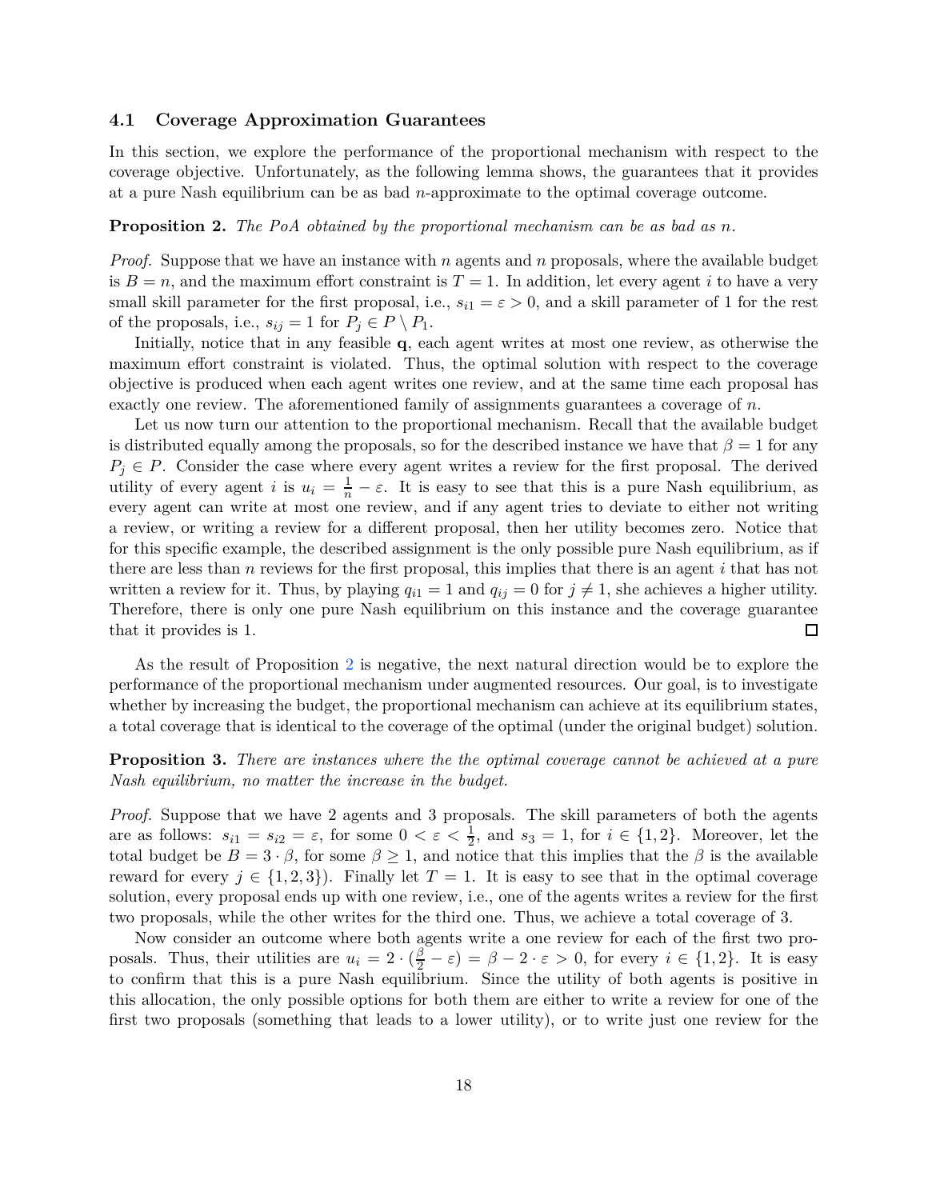### 4.1 Coverage Approximation Guarantees

In this section, we explore the performance of the proportional mechanism with respect to the coverage objective. Unfortunately, as the following lemma shows, the guarantees that it provides at a pure Nash equilibrium can be as bad $n$-approximate to the optimal coverage outcome.

**Proposition 2.** *The PoA obtained by the proportional mechanism can be as bad as $n$.*

*Proof.* Suppose that we have an instance with $n$ agents and $n$ proposals, where the available budget is $B = n$, and the maximum effort constraint is $T = 1$. In addition, let every agent $i$ to have a very small skill parameter for the first proposal, i.e., $s_{i1} = \varepsilon > 0$, and a skill parameter of 1 for the rest of the proposals, i.e., $s_{ij} = 1$ for $P_j \in P \setminus P_1$.

Initially, notice that in any feasible $\mathbf{q}$, each agent writes at most one review, as otherwise the maximum effort constraint is violated. Thus, the optimal solution with respect to the coverage objective is produced when each agent writes one review, and at the same time each proposal has exactly one review. The aforementioned family of assignments guarantees a coverage of $n$.

Let us now turn our attention to the proportional mechanism. Recall that the available budget is distributed equally among the proposals, so for the described instance we have that $\beta = 1$ for any $P_j \in P$. Consider the case where every agent writes a review for the first proposal. The derived utility of every agent $i$ is $u_i = \frac{1}{n} - \varepsilon$. It is easy to see that this is a pure Nash equilibrium, as every agent can write at most one review, and if any agent tries to deviate to either not writing a review, or writing a review for a different proposal, then her utility becomes zero. Notice that for this specific example, the described assignment is the only possible pure Nash equilibrium, as if there are less than $n$ reviews for the first proposal, this implies that there is an agent $i$ that has not written a review for it. Thus, by playing $q_{i1} = 1$ and $q_{ij} = 0$ for $j \neq 1$, she achieves a higher utility. Therefore, there is only one pure Nash equilibrium on this instance and the coverage guarantee that it provides is 1. $\square$

As the result of Proposition 2 is negative, the next natural direction would be to explore the performance of the proportional mechanism under augmented resources. Our goal, is to investigate whether by increasing the budget, the proportional mechanism can achieve at its equilibrium states, a total coverage that is identical to the coverage of the optimal (under the original budget) solution.

**Proposition 3.** *There are instances where the the optimal coverage cannot be achieved at a pure Nash equilibrium, no matter the increase in the budget.*

*Proof.* Suppose that we have 2 agents and 3 proposals. The skill parameters of both the agents are as follows: $s_{i1} = s_{i2} = \varepsilon$, for some $0 < \varepsilon < \frac{1}{2}$, and $s_3 = 1$, for $i \in \{1, 2\}$. Moreover, let the total budget be $B = 3 \cdot \beta$, for some $\beta \geq 1$, and notice that this implies that the $\beta$ is the available reward for every $j \in \{1, 2, 3\}$). Finally let $T = 1$. It is easy to see that in the optimal coverage solution, every proposal ends up with one review, i.e., one of the agents writes a review for the first two proposals, while the other writes for the third one. Thus, we achieve a total coverage of 3.

Now consider an outcome where both agents write a one review for each of the first two proposals. Thus, their utilities are $u_i = 2 \cdot (\frac{\beta}{2} - \varepsilon) = \beta - 2 \cdot \varepsilon > 0$, for every $i \in \{1, 2\}$. It is easy to confirm that this is a pure Nash equilibrium. Since the utility of both agents is positive in this allocation, the only possible options for both them are either to write a review for one of the first two proposals (something that leads to a lower utility), or to write just one review for the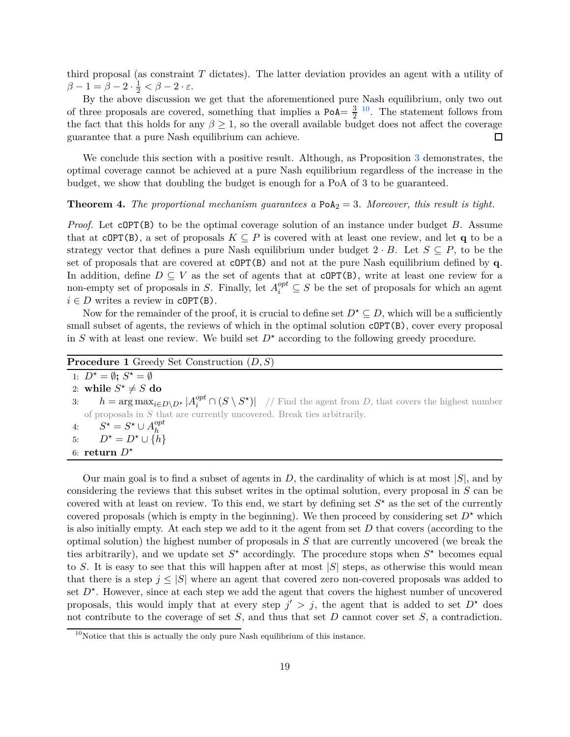third proposal (as constraint $T$ dictates). The latter deviation provides an agent with a utility of $\beta - 1 = \beta - 2 \cdot \frac{1}{2} < \beta - 2 \cdot \varepsilon$.

By the above discussion we get that the aforementioned pure Nash equilibrium, only two out of three proposals are covered, something that implies a $\texttt{PoA}= \frac{3}{2}$ [10]. The statement follows from the fact that this holds for any $\beta \geq 1$, so the overall available budget does not affect the coverage guarantee that a pure Nash equilibrium can achieve. □

We conclude this section with a positive result. Although, as Proposition 3 demonstrates, the optimal coverage cannot be achieved at a pure Nash equilibrium regardless of the increase in the budget, we show that doubling the budget is enough for a PoA of 3 to be guaranteed.

**Theorem 4.** *The proportional mechanism guarantees a $\texttt{PoA}_2 = 3$. Moreover, this result is tight.*

*Proof.* Let $\texttt{cOPT(B)}$ to be the optimal coverage solution of an instance under budget $B$. Assume that at $\texttt{cOPT(B)}$, a set of proposals $K \subseteq P$ is covered with at least one review, and let $\mathbf{q}$ to be a strategy vector that defines a pure Nash equilibrium under budget $2 \cdot B$. Let $S \subseteq P$, to be the set of proposals that are covered at $\texttt{cOPT(B)}$ and not at the pure Nash equilibrium defined by $\mathbf{q}$. In addition, define $D \subseteq V$ as the set of agents that at $\texttt{cOPT(B)}$, write at least one review for a non-empty set of proposals in $S$. Finally, let $A_i^{opt} \subseteq S$ be the set of proposals for which an agent $i \in D$ writes a review in $\texttt{cOPT(B)}$.

Now for the remainder of the proof, it is crucial to define set $D^\star \subseteq D$, which will be a sufficiently small subset of agents, the reviews of which in the optimal solution $\texttt{cOPT(B)}$, cover every proposal in $S$ with at least one review. We build set $D^\star$ according to the following greedy procedure.

**Procedure 1** Greedy Set Construction $(D, S)$

```
1: D* = ∅; S* = ∅
2: while S* ≠ S do
3:     h = argmax_{i ∈ D \ D*} |A_i^opt ∩ (S \ S*)|   // Find the agent from D, that covers the highest number
       of proposals in S that are currently uncovered. Break ties arbitrarily.
4:     S* = S* ∪ A_h^opt
5:     D* = D* ∪ {h}
6: return D*
```

Our main goal is to find a subset of agents in $D$, the cardinality of which is at most $|S|$, and by considering the reviews that this subset writes in the optimal solution, every proposal in $S$ can be covered with at least on review. To this end, we start by defining set $S^\star$ as the set of the currently covered proposals (which is empty in the beginning). We then proceed by considering set $D^\star$ which is also initially empty. At each step we add to it the agent from set $D$ that covers (according to the optimal solution) the highest number of proposals in $S$ that are currently uncovered (we break the ties arbitrarily), and we update set $S^\star$ accordingly. The procedure stops when $S^\star$ becomes equal to $S$. It is easy to see that this will happen after at most $|S|$ steps, as otherwise this would mean that there is a step $j \leq |S|$ where an agent that covered zero non-covered proposals was added to set $D^\star$. However, since at each step we add the agent that covers the highest number of uncovered proposals, this would imply that at every step $j' > j$, the agent that is added to set $D^\star$ does not contribute to the coverage of set $S$, and thus that set $D$ cannot cover set $S$, a contradiction.

[10] Notice that this is actually the only pure Nash equilibrium of this instance.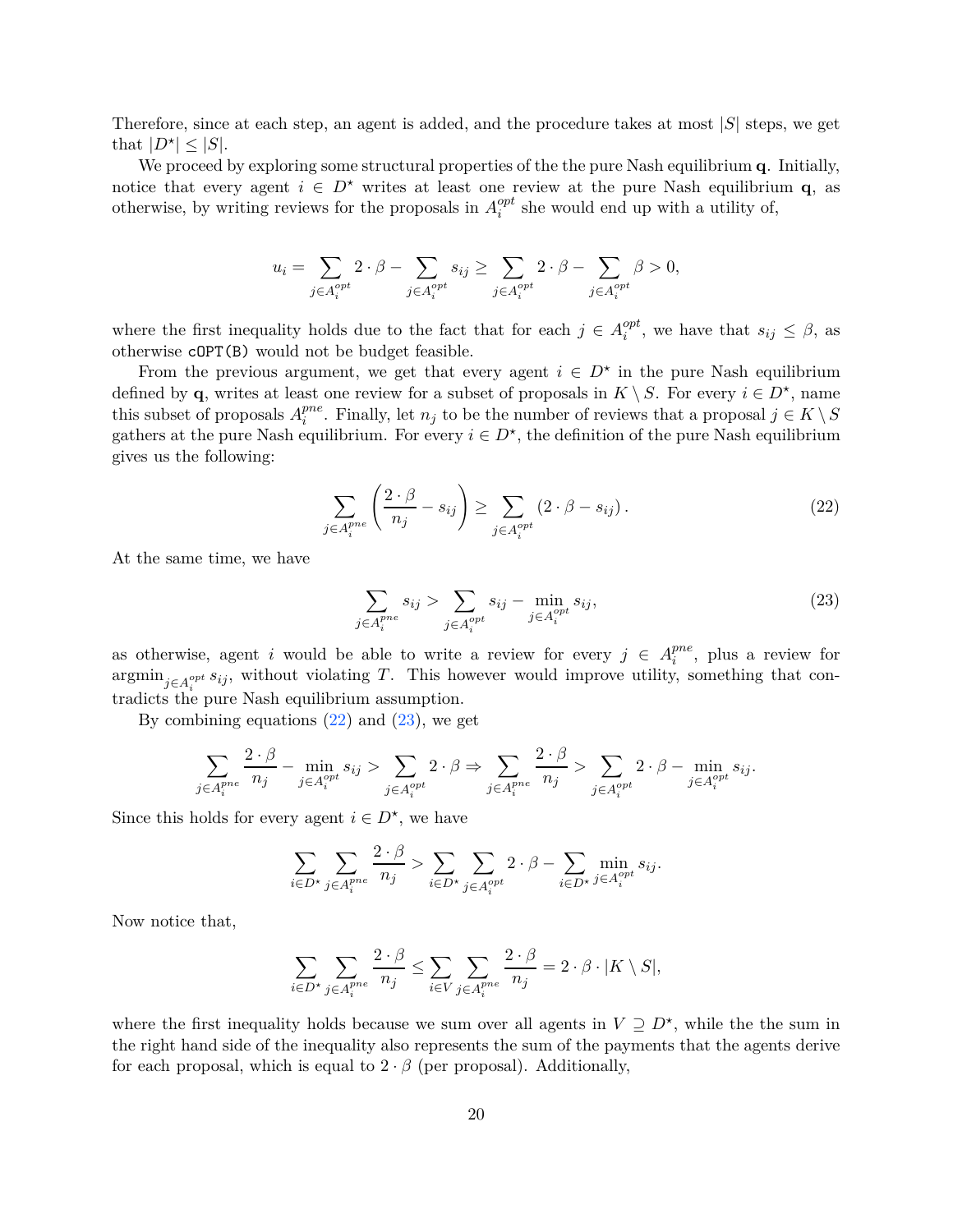Therefore, since at each step, an agent is added, and the procedure takes at most $|S|$ steps, we get that $|D^\star| \leq |S|$.

We proceed by exploring some structural properties of the the pure Nash equilibrium $\mathbf{q}$. Initially, notice that every agent $i \in D^\star$ writes at least one review at the pure Nash equilibrium $\mathbf{q}$, as otherwise, by writing reviews for the proposals in $A_i^{opt}$ she would end up with a utility of,

$$u_i = \sum_{j \in A_i^{opt}} 2 \cdot \beta - \sum_{j \in A_i^{opt}} s_{ij} \geq \sum_{j \in A_i^{opt}} 2 \cdot \beta - \sum_{j \in A_i^{opt}} \beta > 0,$$

where the first inequality holds due to the fact that for each $j \in A_i^{opt}$, we have that $s_{ij} \leq \beta$, as otherwise `cOPT(B)` would not be budget feasible.

From the previous argument, we get that every agent $i \in D^\star$ in the pure Nash equilibrium defined by $\mathbf{q}$, writes at least one review for a subset of proposals in $K \setminus S$. For every $i \in D^\star$, name this subset of proposals $A_i^{pne}$. Finally, let $n_j$ to be the number of reviews that a proposal $j \in K \setminus S$ gathers at the pure Nash equilibrium. For every $i \in D^\star$, the definition of the pure Nash equilibrium gives us the following:

$$\sum_{j \in A_i^{pne}} \left( \frac{2 \cdot \beta}{n_j} - s_{ij} \right) \geq \sum_{j \in A_i^{opt}} \left( 2 \cdot \beta - s_{ij} \right). \tag{22}$$

At the same time, we have

$$\sum_{j \in A_i^{pne}} s_{ij} > \sum_{j \in A_i^{opt}} s_{ij} - \min_{j \in A_i^{opt}} s_{ij}, \tag{23}$$

as otherwise, agent $i$ would be able to write a review for every $j \in A_i^{pne}$, plus a review for $\operatorname{argmin}_{j \in A_i^{opt}} s_{ij}$, without violating $T$. This however would improve utility, something that contradicts the pure Nash equilibrium assumption.

By combining equations (22) and (23), we get

$$\sum_{j \in A_i^{pne}} \frac{2 \cdot \beta}{n_j} - \min_{j \in A_i^{opt}} s_{ij} > \sum_{j \in A_i^{opt}} 2 \cdot \beta \Rightarrow \sum_{j \in A_i^{pne}} \frac{2 \cdot \beta}{n_j} > \sum_{j \in A_i^{opt}} 2 \cdot \beta - \min_{j \in A_i^{opt}} s_{ij}.$$

Since this holds for every agent $i \in D^\star$, we have

$$\sum_{i \in D^\star} \sum_{j \in A_i^{pne}} \frac{2 \cdot \beta}{n_j} > \sum_{i \in D^\star} \sum_{j \in A_i^{opt}} 2 \cdot \beta - \sum_{i \in D^\star} \min_{j \in A_i^{opt}} s_{ij}.$$

Now notice that,

$$\sum_{i \in D^\star} \sum_{j \in A_i^{pne}} \frac{2 \cdot \beta}{n_j} \leq \sum_{i \in V} \sum_{j \in A_i^{pne}} \frac{2 \cdot \beta}{n_j} = 2 \cdot \beta \cdot |K \setminus S|,$$

where the first inequality holds because we sum over all agents in $V \supseteq D^\star$, while the the sum in the right hand side of the inequality also represents the sum of the payments that the agents derive for each proposal, which is equal to $2 \cdot \beta$ (per proposal). Additionally,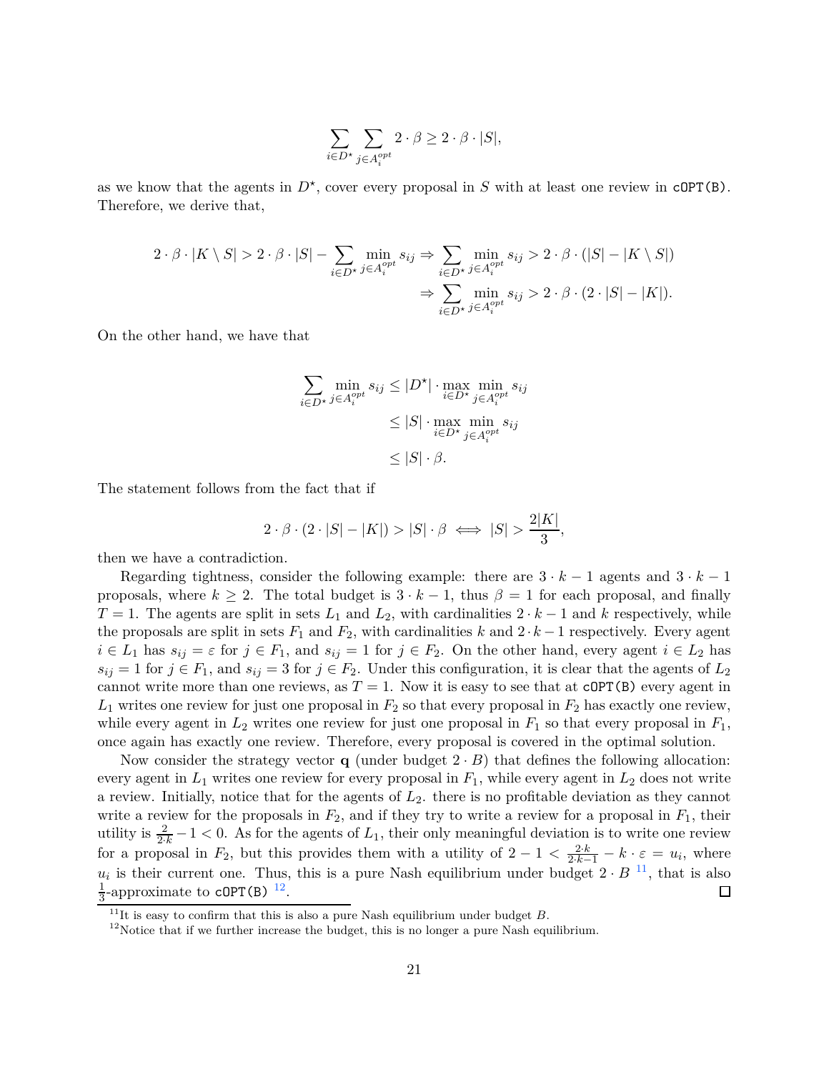$$\sum_{i \in D^\star} \sum_{j \in A_i^{opt}} 2 \cdot \beta \geq 2 \cdot \beta \cdot |S|,$$

as we know that the agents in $D^\star$, cover every proposal in $S$ with at least one review in `cOPT(B)`. Therefore, we derive that,

$$\begin{aligned} 2 \cdot \beta \cdot |K \setminus S| > 2 \cdot \beta \cdot |S| - \sum_{i \in D^\star} \min_{j \in A_i^{opt}} s_{ij} &\Rightarrow \sum_{i \in D^\star} \min_{j \in A_i^{opt}} s_{ij} > 2 \cdot \beta \cdot (|S| - |K \setminus S|) \\ &\Rightarrow \sum_{i \in D^\star} \min_{j \in A_i^{opt}} s_{ij} > 2 \cdot \beta \cdot (2 \cdot |S| - |K|). \end{aligned}$$

On the other hand, we have that

$$\begin{aligned} \sum_{i \in D^\star} \min_{j \in A_i^{opt}} s_{ij} &\leq |D^\star| \cdot \max_{i \in D^\star} \min_{j \in A_i^{opt}} s_{ij} \\ &\leq |S| \cdot \max_{i \in D^\star} \min_{j \in A_i^{opt}} s_{ij} \\ &\leq |S| \cdot \beta. \end{aligned}$$

The statement follows from the fact that if

$$2 \cdot \beta \cdot (2 \cdot |S| - |K|) > |S| \cdot \beta \iff |S| > \frac{2|K|}{3},$$

then we have a contradiction.

Regarding tightness, consider the following example: there are $3 \cdot k - 1$ agents and $3 \cdot k - 1$ proposals, where $k \geq 2$. The total budget is $3 \cdot k - 1$, thus $\beta = 1$ for each proposal, and finally $T = 1$. The agents are split in sets $L_1$ and $L_2$, with cardinalities $2 \cdot k - 1$ and $k$ respectively, while the proposals are split in sets $F_1$ and $F_2$, with cardinalities $k$ and $2 \cdot k - 1$ respectively. Every agent $i \in L_1$ has $s_{ij} = \varepsilon$ for $j \in F_1$, and $s_{ij} = 1$ for $j \in F_2$. On the other hand, every agent $i \in L_2$ has $s_{ij} = 1$ for $j \in F_1$, and $s_{ij} = 3$ for $j \in F_2$. Under this configuration, it is clear that the agents of $L_2$ cannot write more than one reviews, as $T = 1$. Now it is easy to see that at `cOPT(B)` every agent in $L_1$ writes one review for just one proposal in $F_2$ so that every proposal in $F_2$ has exactly one review, while every agent in $L_2$ writes one review for just one proposal in $F_1$ so that every proposal in $F_1$, once again has exactly one review. Therefore, every proposal is covered in the optimal solution.

Now consider the strategy vector $\mathbf{q}$ (under budget $2 \cdot B$) that defines the following allocation: every agent in $L_1$ writes one review for every proposal in $F_1$, while every agent in $L_2$ does not write a review. Initially, notice that for the agents of $L_2$. there is no profitable deviation as they cannot write a review for the proposals in $F_2$, and if they try to write a review for a proposal in $F_1$, their utility is $\frac{2}{2 \cdot k} - 1 < 0$. As for the agents of $L_1$, their only meaningful deviation is to write one review for a proposal in $F_2$, but this provides them with a utility of $2 - 1 < \frac{2 \cdot k}{2 \cdot k - 1} - k \cdot \varepsilon = u_i$, where $u_i$ is their current one. Thus, this is a pure Nash equilibrium under budget $2 \cdot B$ [11], that is also $\frac{1}{3}$-approximate to `cOPT(B)` [12]. □

[11] It is easy to confirm that this is also a pure Nash equilibrium under budget $B$.

[12] Notice that if we further increase the budget, this is no longer a pure Nash equilibrium.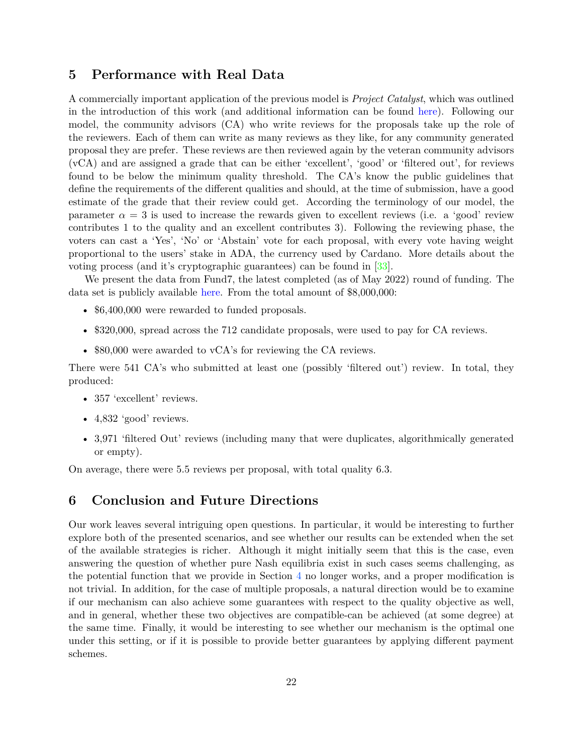## 5 Performance with Real Data

A commercially important application of the previous model is *Project Catalyst*, which was outlined in the introduction of this work (and additional information can be found here). Following our model, the community advisors (CA) who write reviews for the proposals take up the role of the reviewers. Each of them can write as many reviews as they like, for any community generated proposal they are prefer. These reviews are then reviewed again by the veteran community advisors (vCA) and are assigned a grade that can be either 'excellent', 'good' or 'filtered out', for reviews found to be below the minimum quality threshold. The CA's know the public guidelines that define the requirements of the different qualities and should, at the time of submission, have a good estimate of the grade that their review could get. According the terminology of our model, the parameter $\alpha = 3$ is used to increase the rewards given to excellent reviews (i.e. a 'good' review contributes 1 to the quality and an excellent contributes 3). Following the reviewing phase, the voters can cast a 'Yes', 'No' or 'Abstain' vote for each proposal, with every vote having weight proportional to the users' stake in ADA, the currency used by Cardano. More details about the voting process (and it's cryptographic guarantees) can be found in [33].

We present the data from Fund7, the latest completed (as of May 2022) round of funding. The data set is publicly available here. From the total amount of \$8,000,000:

- \$6,400,000 were rewarded to funded proposals.
- \$320,000, spread across the 712 candidate proposals, were used to pay for CA reviews.
- \$80,000 were awarded to vCA's for reviewing the CA reviews.

There were 541 CA's who submitted at least one (possibly 'filtered out') review. In total, they produced:

- 357 'excellent' reviews.
- 4,832 'good' reviews.
- 3,971 'filtered Out' reviews (including many that were duplicates, algorithmically generated or empty).

On average, there were 5.5 reviews per proposal, with total quality 6.3.

## 6 Conclusion and Future Directions

Our work leaves several intriguing open questions. In particular, it would be interesting to further explore both of the presented scenarios, and see whether our results can be extended when the set of the available strategies is richer. Although it might initially seem that this is the case, even answering the question of whether pure Nash equilibria exist in such cases seems challenging, as the potential function that we provide in Section 4 no longer works, and a proper modification is not trivial. In addition, for the case of multiple proposals, a natural direction would be to examine if our mechanism can also achieve some guarantees with respect to the quality objective as well, and in general, whether these two objectives are compatible-can be achieved (at some degree) at the same time. Finally, it would be interesting to see whether our mechanism is the optimal one under this setting, or if it is possible to provide better guarantees by applying different payment schemes.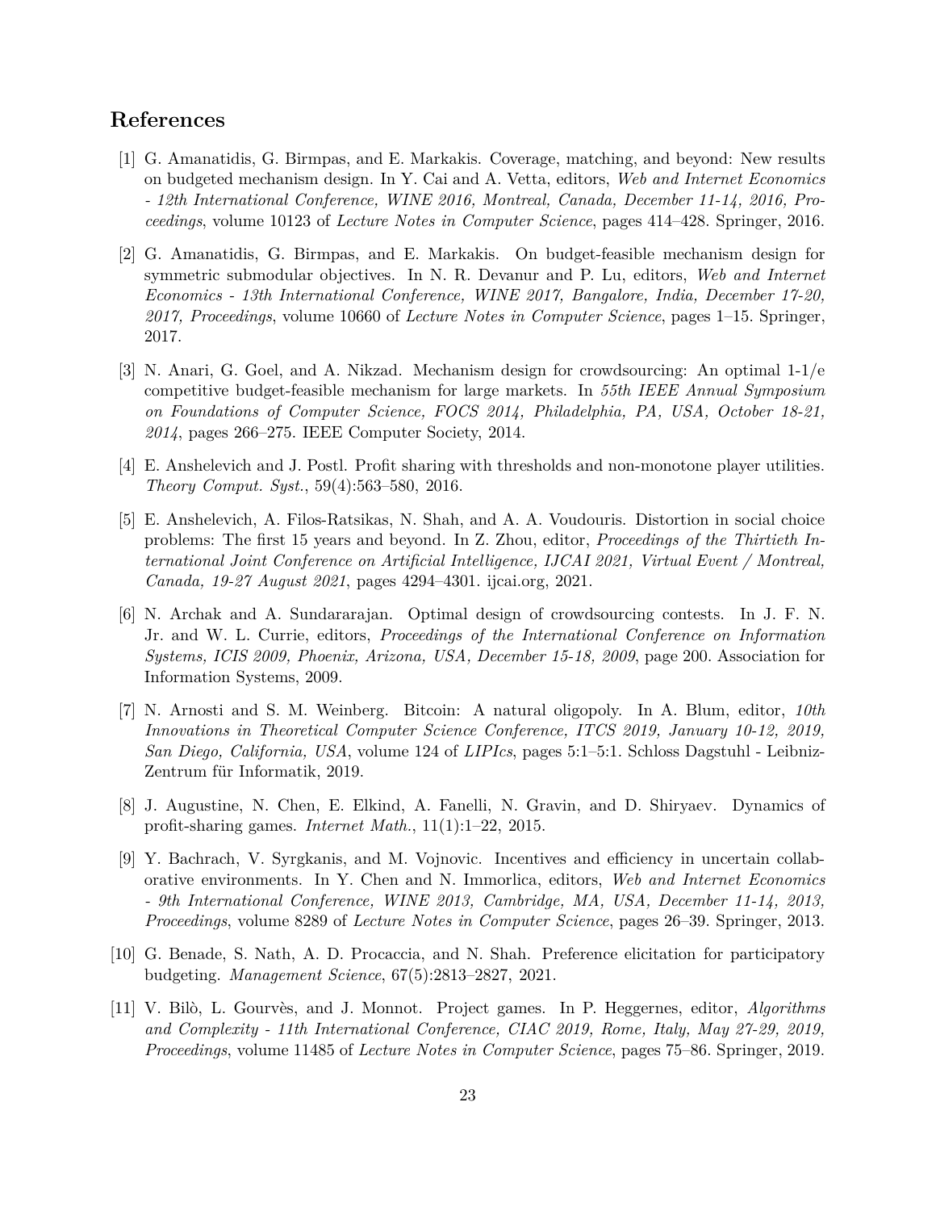# References

[1] G. Amanatidis, G. Birmpas, and E. Markakis. Coverage, matching, and beyond: New results on budgeted mechanism design. In Y. Cai and A. Vetta, editors, *Web and Internet Economics - 12th International Conference, WINE 2016, Montreal, Canada, December 11-14, 2016, Proceedings*, volume 10123 of *Lecture Notes in Computer Science*, pages 414–428. Springer, 2016.

[2] G. Amanatidis, G. Birmpas, and E. Markakis. On budget-feasible mechanism design for symmetric submodular objectives. In N. R. Devanur and P. Lu, editors, *Web and Internet Economics - 13th International Conference, WINE 2017, Bangalore, India, December 17-20, 2017, Proceedings*, volume 10660 of *Lecture Notes in Computer Science*, pages 1–15. Springer, 2017.

[3] N. Anari, G. Goel, and A. Nikzad. Mechanism design for crowdsourcing: An optimal 1-1/e competitive budget-feasible mechanism for large markets. In *55th IEEE Annual Symposium on Foundations of Computer Science, FOCS 2014, Philadelphia, PA, USA, October 18-21, 2014*, pages 266–275. IEEE Computer Society, 2014.

[4] E. Anshelevich and J. Postl. Profit sharing with thresholds and non-monotone player utilities. *Theory Comput. Syst.*, 59(4):563–580, 2016.

[5] E. Anshelevich, A. Filos-Ratsikas, N. Shah, and A. A. Voudouris. Distortion in social choice problems: The first 15 years and beyond. In Z. Zhou, editor, *Proceedings of the Thirtieth International Joint Conference on Artificial Intelligence, IJCAI 2021, Virtual Event / Montreal, Canada, 19-27 August 2021*, pages 4294–4301. ijcai.org, 2021.

[6] N. Archak and A. Sundararajan. Optimal design of crowdsourcing contests. In J. F. N. Jr. and W. L. Currie, editors, *Proceedings of the International Conference on Information Systems, ICIS 2009, Phoenix, Arizona, USA, December 15-18, 2009*, page 200. Association for Information Systems, 2009.

[7] N. Arnosti and S. M. Weinberg. Bitcoin: A natural oligopoly. In A. Blum, editor, *10th Innovations in Theoretical Computer Science Conference, ITCS 2019, January 10-12, 2019, San Diego, California, USA*, volume 124 of *LIPIcs*, pages 5:1–5:1. Schloss Dagstuhl - Leibniz-Zentrum für Informatik, 2019.

[8] J. Augustine, N. Chen, E. Elkind, A. Fanelli, N. Gravin, and D. Shiryaev. Dynamics of profit-sharing games. *Internet Math.*, 11(1):1–22, 2015.

[9] Y. Bachrach, V. Syrgkanis, and M. Vojnovic. Incentives and efficiency in uncertain collaborative environments. In Y. Chen and N. Immorlica, editors, *Web and Internet Economics - 9th International Conference, WINE 2013, Cambridge, MA, USA, December 11-14, 2013, Proceedings*, volume 8289 of *Lecture Notes in Computer Science*, pages 26–39. Springer, 2013.

[10] G. Benade, S. Nath, A. D. Procaccia, and N. Shah. Preference elicitation for participatory budgeting. *Management Science*, 67(5):2813–2827, 2021.

[11] V. Bilò, L. Gourvès, and J. Monnot. Project games. In P. Heggernes, editor, *Algorithms and Complexity - 11th International Conference, CIAC 2019, Rome, Italy, May 27-29, 2019, Proceedings*, volume 11485 of *Lecture Notes in Computer Science*, pages 75–86. Springer, 2019.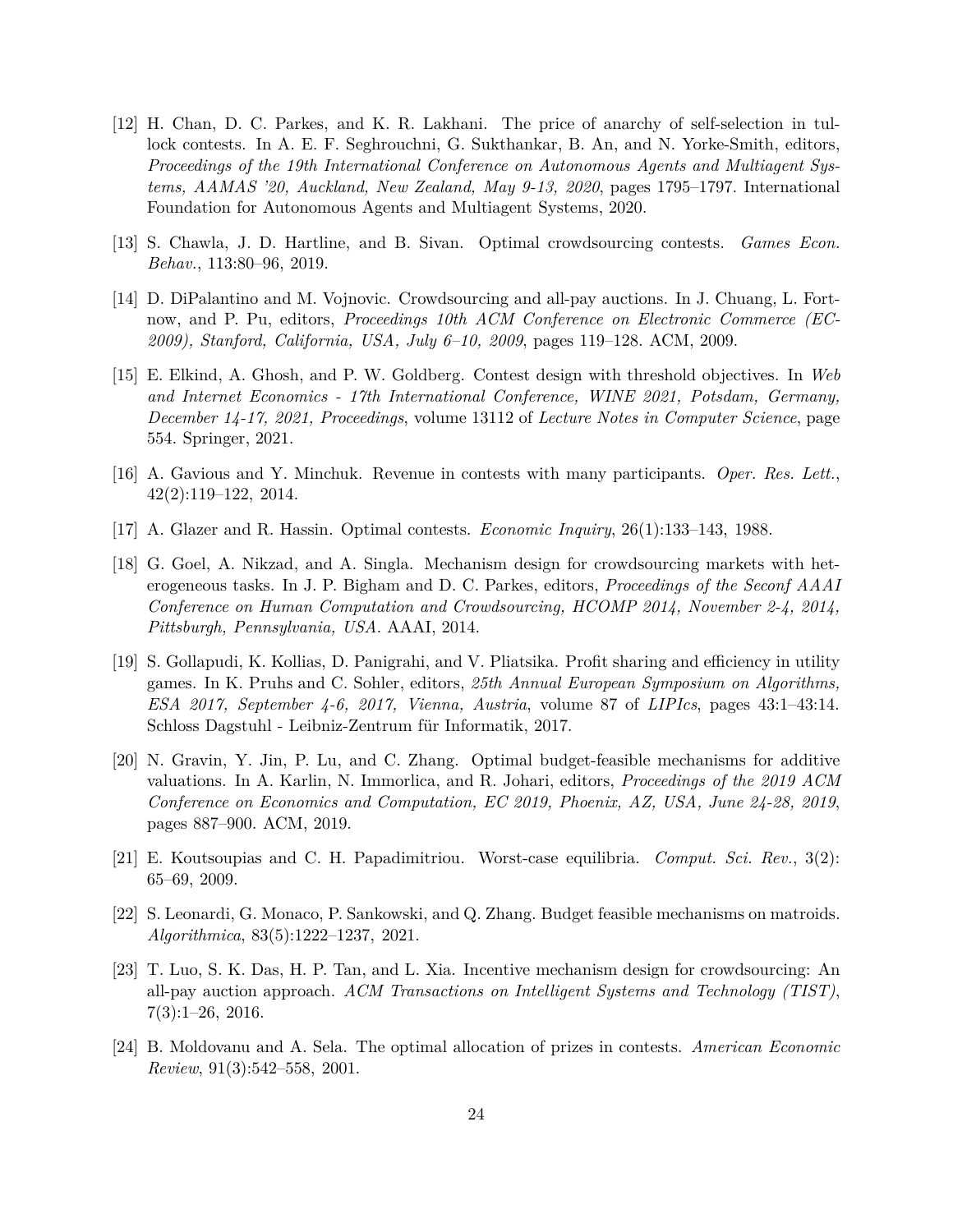[12] H. Chan, D. C. Parkes, and K. R. Lakhani. The price of anarchy of self-selection in tullock contests. In A. E. F. Seghrouchni, G. Sukthankar, B. An, and N. Yorke-Smith, editors, *Proceedings of the 19th International Conference on Autonomous Agents and Multiagent Systems, AAMAS '20, Auckland, New Zealand, May 9-13, 2020*, pages 1795–1797. International Foundation for Autonomous Agents and Multiagent Systems, 2020.

[13] S. Chawla, J. D. Hartline, and B. Sivan. Optimal crowdsourcing contests. *Games Econ. Behav.*, 113:80–96, 2019.

[14] D. DiPalantino and M. Vojnovic. Crowdsourcing and all-pay auctions. In J. Chuang, L. Fortnow, and P. Pu, editors, *Proceedings 10th ACM Conference on Electronic Commerce (EC-2009), Stanford, California, USA, July 6–10, 2009*, pages 119–128. ACM, 2009.

[15] E. Elkind, A. Ghosh, and P. W. Goldberg. Contest design with threshold objectives. In *Web and Internet Economics - 17th International Conference, WINE 2021, Potsdam, Germany, December 14-17, 2021, Proceedings*, volume 13112 of *Lecture Notes in Computer Science*, page 554. Springer, 2021.

[16] A. Gavious and Y. Minchuk. Revenue in contests with many participants. *Oper. Res. Lett.*, 42(2):119–122, 2014.

[17] A. Glazer and R. Hassin. Optimal contests. *Economic Inquiry*, 26(1):133–143, 1988.

[18] G. Goel, A. Nikzad, and A. Singla. Mechanism design for crowdsourcing markets with heterogeneous tasks. In J. P. Bigham and D. C. Parkes, editors, *Proceedings of the Seconf AAAI Conference on Human Computation and Crowdsourcing, HCOMP 2014, November 2-4, 2014, Pittsburgh, Pennsylvania, USA*. AAAI, 2014.

[19] S. Gollapudi, K. Kollias, D. Panigrahi, and V. Pliatsika. Profit sharing and efficiency in utility games. In K. Pruhs and C. Sohler, editors, *25th Annual European Symposium on Algorithms, ESA 2017, September 4-6, 2017, Vienna, Austria*, volume 87 of *LIPIcs*, pages 43:1–43:14. Schloss Dagstuhl - Leibniz-Zentrum für Informatik, 2017.

[20] N. Gravin, Y. Jin, P. Lu, and C. Zhang. Optimal budget-feasible mechanisms for additive valuations. In A. Karlin, N. Immorlica, and R. Johari, editors, *Proceedings of the 2019 ACM Conference on Economics and Computation, EC 2019, Phoenix, AZ, USA, June 24-28, 2019*, pages 887–900. ACM, 2019.

[21] E. Koutsoupias and C. H. Papadimitriou. Worst-case equilibria. *Comput. Sci. Rev.*, 3(2): 65–69, 2009.

[22] S. Leonardi, G. Monaco, P. Sankowski, and Q. Zhang. Budget feasible mechanisms on matroids. *Algorithmica*, 83(5):1222–1237, 2021.

[23] T. Luo, S. K. Das, H. P. Tan, and L. Xia. Incentive mechanism design for crowdsourcing: An all-pay auction approach. *ACM Transactions on Intelligent Systems and Technology (TIST)*, 7(3):1–26, 2016.

[24] B. Moldovanu and A. Sela. The optimal allocation of prizes in contests. *American Economic Review*, 91(3):542–558, 2001.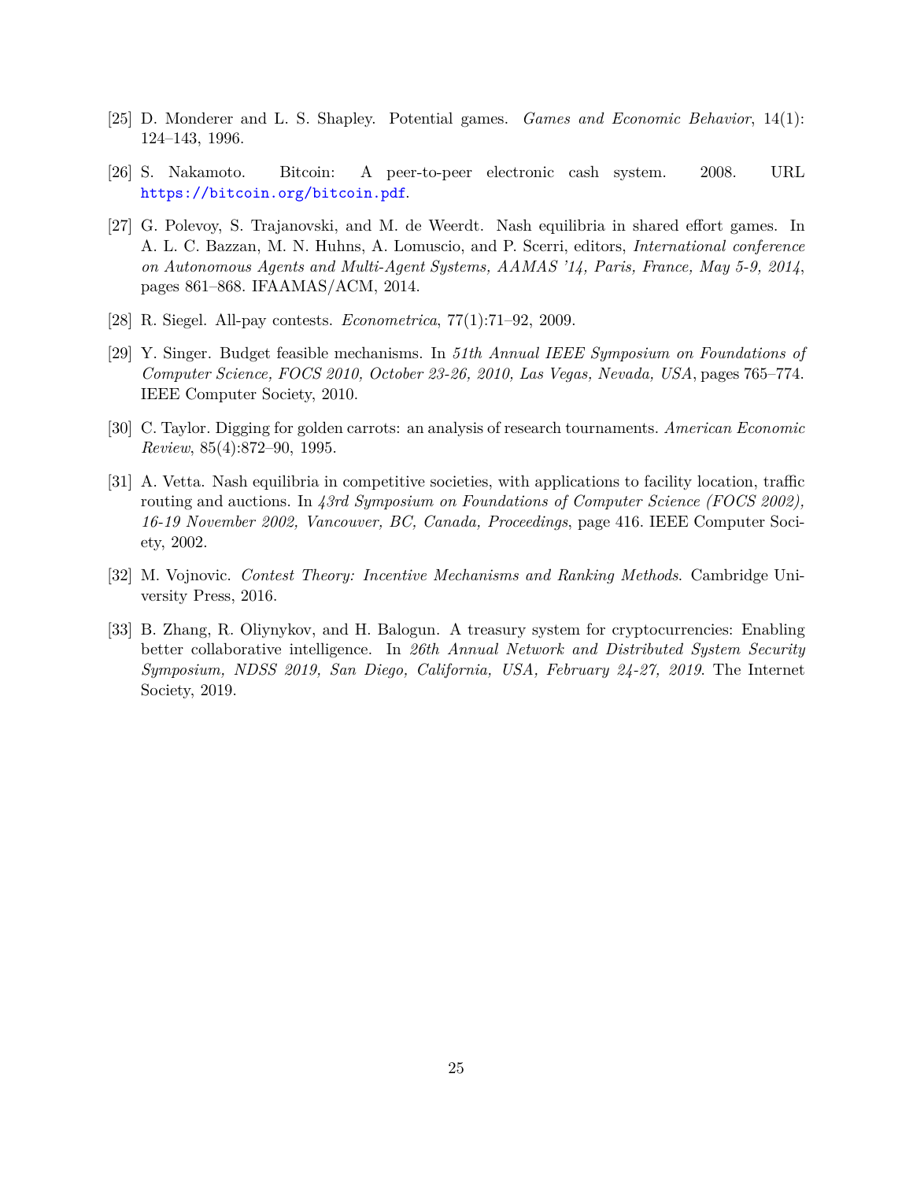[25] D. Monderer and L. S. Shapley. Potential games. *Games and Economic Behavior*, 14(1): 124–143, 1996.

[26] S. Nakamoto. Bitcoin: A peer-to-peer electronic cash system. 2008. URL https://bitcoin.org/bitcoin.pdf.

[27] G. Polevoy, S. Trajanovski, and M. de Weerdt. Nash equilibria in shared effort games. In A. L. C. Bazzan, M. N. Huhns, A. Lomuscio, and P. Scerri, editors, *International conference on Autonomous Agents and Multi-Agent Systems, AAMAS '14, Paris, France, May 5-9, 2014*, pages 861–868. IFAAMAS/ACM, 2014.

[28] R. Siegel. All-pay contests. *Econometrica*, 77(1):71–92, 2009.

[29] Y. Singer. Budget feasible mechanisms. In *51th Annual IEEE Symposium on Foundations of Computer Science, FOCS 2010, October 23-26, 2010, Las Vegas, Nevada, USA*, pages 765–774. IEEE Computer Society, 2010.

[30] C. Taylor. Digging for golden carrots: an analysis of research tournaments. *American Economic Review*, 85(4):872–90, 1995.

[31] A. Vetta. Nash equilibria in competitive societies, with applications to facility location, traffic routing and auctions. In *43rd Symposium on Foundations of Computer Science (FOCS 2002), 16-19 November 2002, Vancouver, BC, Canada, Proceedings*, page 416. IEEE Computer Society, 2002.

[32] M. Vojnovic. *Contest Theory: Incentive Mechanisms and Ranking Methods*. Cambridge University Press, 2016.

[33] B. Zhang, R. Oliynykov, and H. Balogun. A treasury system for cryptocurrencies: Enabling better collaborative intelligence. In *26th Annual Network and Distributed System Security Symposium, NDSS 2019, San Diego, California, USA, February 24-27, 2019*. The Internet Society, 2019.